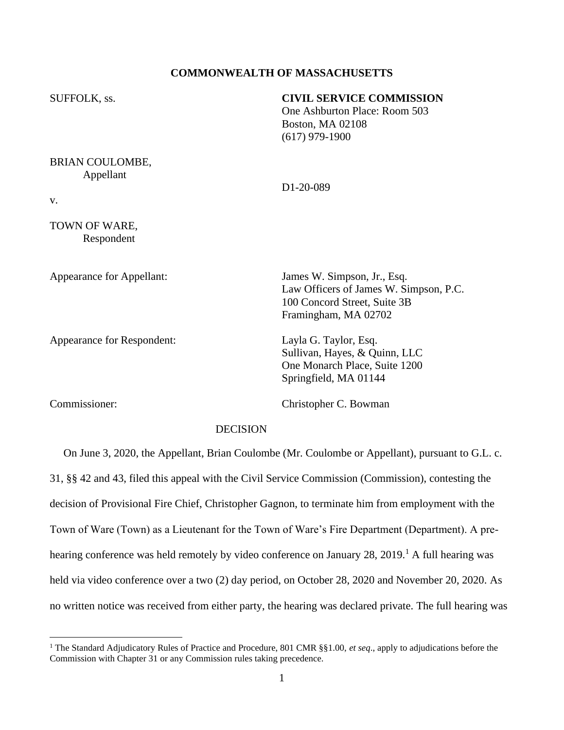**COMMONWEALTH OF MASSACHUSETTS**

SUFFOLK, ss.

**CIVIL SERVICE COMMISSION**
One Ashburton Place: Room 503
Boston, MA 02108
(617) 979-1900

BRIAN COULOMBE,
Appellant

v.

D1-20-089

TOWN OF WARE,
Respondent

Appearance for Appellant:
James W. Simpson, Jr., Esq.
Law Officers of James W. Simpson, P.C.
100 Concord Street, Suite 3B
Framingham, MA 02702

Appearance for Respondent:
Layla G. Taylor, Esq.
Sullivan, Hayes, & Quinn, LLC
One Monarch Place, Suite 1200
Springfield, MA 01144

Commissioner:
Christopher C. Bowman

DECISION

On June 3, 2020, the Appellant, Brian Coulombe (Mr. Coulombe or Appellant), pursuant to G.L. c. 31, §§ 42 and 43, filed this appeal with the Civil Service Commission (Commission), contesting the decision of Provisional Fire Chief, Christopher Gagnon, to terminate him from employment with the Town of Ware (Town) as a Lieutenant for the Town of Ware's Fire Department (Department). A pre-hearing conference was held remotely by video conference on January 28, 2019.[1] A full hearing was held via video conference over a two (2) day period, on October 28, 2020 and November 20, 2020. As no written notice was received from either party, the hearing was declared private. The full hearing was

[1] The Standard Adjudicatory Rules of Practice and Procedure, 801 CMR §§1.00, *et seq*., apply to adjudications before the Commission with Chapter 31 or any Commission rules taking precedence.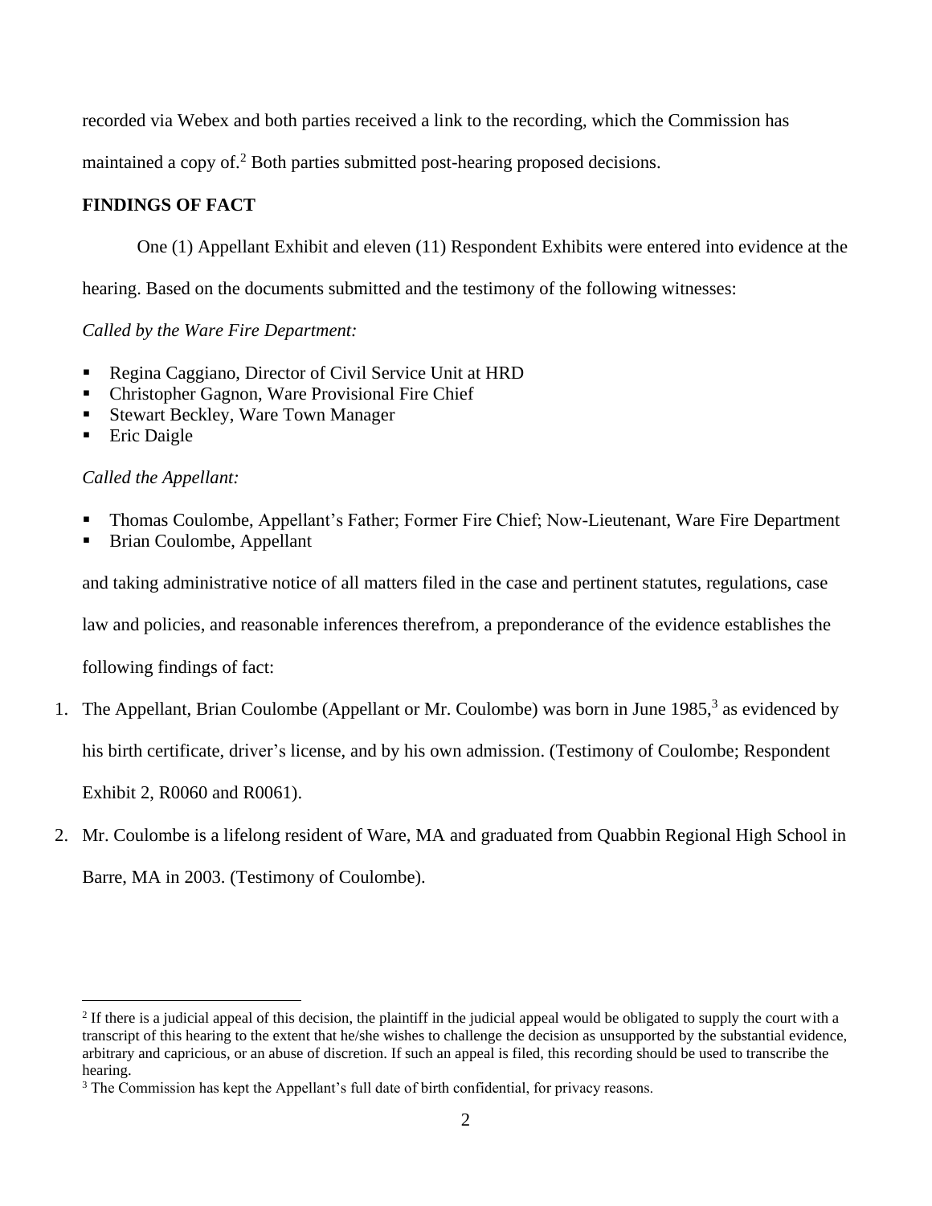recorded via Webex and both parties received a link to the recording, which the Commission has maintained a copy of.[2] Both parties submitted post-hearing proposed decisions.

**FINDINGS OF FACT**

One (1) Appellant Exhibit and eleven (11) Respondent Exhibits were entered into evidence at the hearing. Based on the documents submitted and the testimony of the following witnesses:

*Called by the Ware Fire Department:*

- Regina Caggiano, Director of Civil Service Unit at HRD
- Christopher Gagnon, Ware Provisional Fire Chief
- Stewart Beckley, Ware Town Manager
- Eric Daigle

*Called the Appellant:*

- Thomas Coulombe, Appellant's Father; Former Fire Chief; Now-Lieutenant, Ware Fire Department
- Brian Coulombe, Appellant

and taking administrative notice of all matters filed in the case and pertinent statutes, regulations, case law and policies, and reasonable inferences therefrom, a preponderance of the evidence establishes the following findings of fact:

1. The Appellant, Brian Coulombe (Appellant or Mr. Coulombe) was born in June 1985,[3] as evidenced by his birth certificate, driver's license, and by his own admission. (Testimony of Coulombe; Respondent Exhibit 2, R0060 and R0061).
2. Mr. Coulombe is a lifelong resident of Ware, MA and graduated from Quabbin Regional High School in Barre, MA in 2003. (Testimony of Coulombe).

[2] If there is a judicial appeal of this decision, the plaintiff in the judicial appeal would be obligated to supply the court with a transcript of this hearing to the extent that he/she wishes to challenge the decision as unsupported by the substantial evidence, arbitrary and capricious, or an abuse of discretion. If such an appeal is filed, this recording should be used to transcribe the hearing.

[3] The Commission has kept the Appellant's full date of birth confidential, for privacy reasons.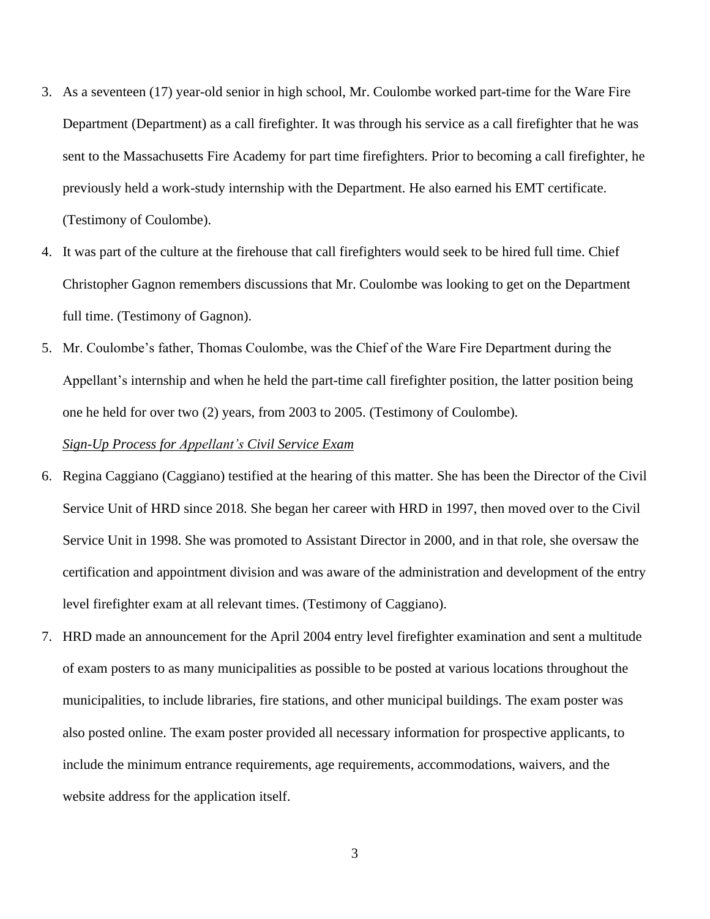3. As a seventeen (17) year-old senior in high school, Mr. Coulombe worked part-time for the Ware Fire Department (Department) as a call firefighter. It was through his service as a call firefighter that he was sent to the Massachusetts Fire Academy for part time firefighters. Prior to becoming a call firefighter, he previously held a work-study internship with the Department. He also earned his EMT certificate. (Testimony of Coulombe).

4. It was part of the culture at the firehouse that call firefighters would seek to be hired full time. Chief Christopher Gagnon remembers discussions that Mr. Coulombe was looking to get on the Department full time. (Testimony of Gagnon).

5. Mr. Coulombe's father, Thomas Coulombe, was the Chief of the Ware Fire Department during the Appellant's internship and when he held the part-time call firefighter position, the latter position being one he held for over two (2) years, from 2003 to 2005. (Testimony of Coulombe).

*Sign-Up Process for Appellant's Civil Service Exam*

6. Regina Caggiano (Caggiano) testified at the hearing of this matter. She has been the Director of the Civil Service Unit of HRD since 2018. She began her career with HRD in 1997, then moved over to the Civil Service Unit in 1998. She was promoted to Assistant Director in 2000, and in that role, she oversaw the certification and appointment division and was aware of the administration and development of the entry level firefighter exam at all relevant times. (Testimony of Caggiano).

7. HRD made an announcement for the April 2004 entry level firefighter examination and sent a multitude of exam posters to as many municipalities as possible to be posted at various locations throughout the municipalities, to include libraries, fire stations, and other municipal buildings. The exam poster was also posted online. The exam poster provided all necessary information for prospective applicants, to include the minimum entrance requirements, age requirements, accommodations, waivers, and the website address for the application itself.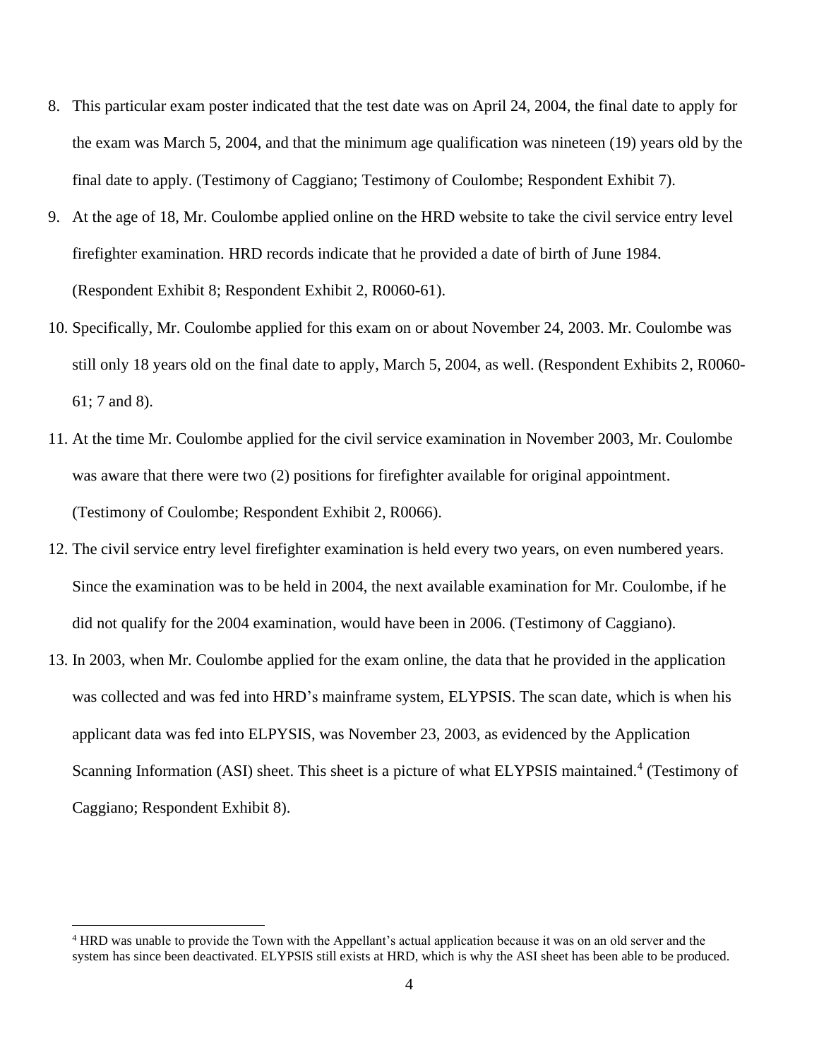8. This particular exam poster indicated that the test date was on April 24, 2004, the final date to apply for the exam was March 5, 2004, and that the minimum age qualification was nineteen (19) years old by the final date to apply. (Testimony of Caggiano; Testimony of Coulombe; Respondent Exhibit 7).

9. At the age of 18, Mr. Coulombe applied online on the HRD website to take the civil service entry level firefighter examination. HRD records indicate that he provided a date of birth of June 1984. (Respondent Exhibit 8; Respondent Exhibit 2, R0060-61).

10. Specifically, Mr. Coulombe applied for this exam on or about November 24, 2003. Mr. Coulombe was still only 18 years old on the final date to apply, March 5, 2004, as well. (Respondent Exhibits 2, R0060-61; 7 and 8).

11. At the time Mr. Coulombe applied for the civil service examination in November 2003, Mr. Coulombe was aware that there were two (2) positions for firefighter available for original appointment. (Testimony of Coulombe; Respondent Exhibit 2, R0066).

12. The civil service entry level firefighter examination is held every two years, on even numbered years. Since the examination was to be held in 2004, the next available examination for Mr. Coulombe, if he did not qualify for the 2004 examination, would have been in 2006. (Testimony of Caggiano).

13. In 2003, when Mr. Coulombe applied for the exam online, the data that he provided in the application was collected and was fed into HRD's mainframe system, ELYPSIS. The scan date, which is when his applicant data was fed into ELPYSIS, was November 23, 2003, as evidenced by the Application Scanning Information (ASI) sheet. This sheet is a picture of what ELYPSIS maintained.[4] (Testimony of Caggiano; Respondent Exhibit 8).

[4] HRD was unable to provide the Town with the Appellant's actual application because it was on an old server and the system has since been deactivated. ELYPSIS still exists at HRD, which is why the ASI sheet has been able to be produced.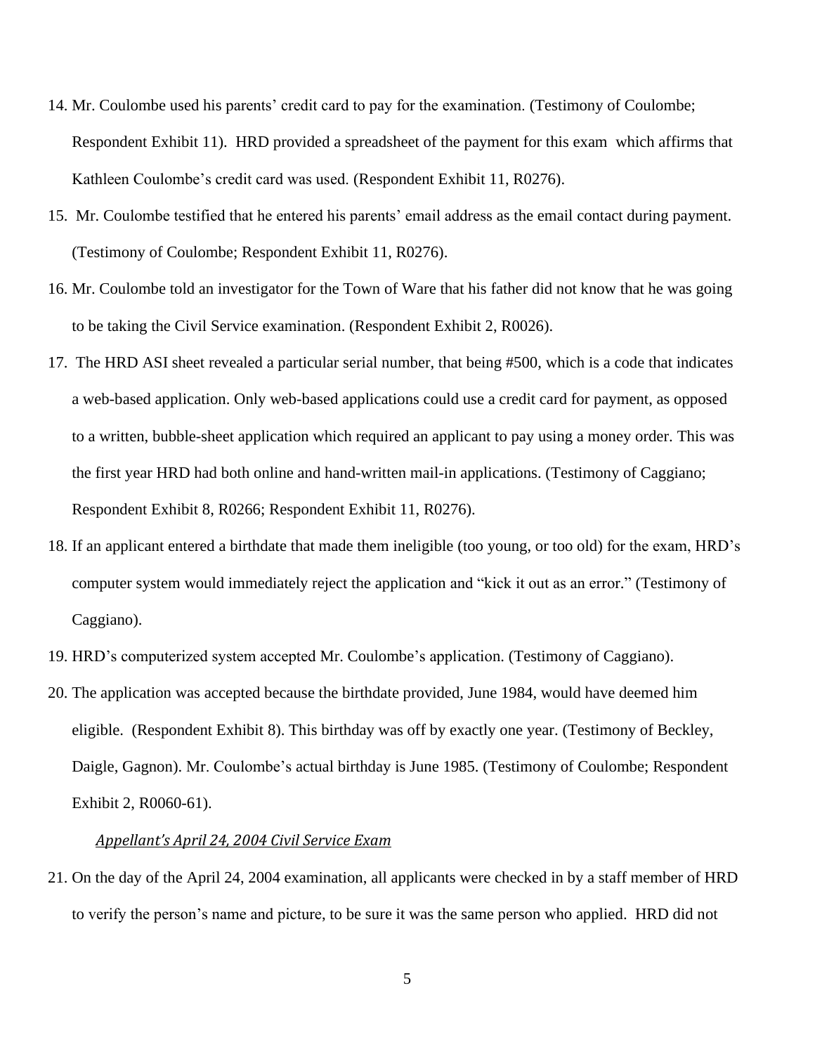14. Mr. Coulombe used his parents' credit card to pay for the examination. (Testimony of Coulombe; Respondent Exhibit 11). HRD provided a spreadsheet of the payment for this exam which affirms that Kathleen Coulombe's credit card was used. (Respondent Exhibit 11, R0276).

15. Mr. Coulombe testified that he entered his parents' email address as the email contact during payment. (Testimony of Coulombe; Respondent Exhibit 11, R0276).

16. Mr. Coulombe told an investigator for the Town of Ware that his father did not know that he was going to be taking the Civil Service examination. (Respondent Exhibit 2, R0026).

17. The HRD ASI sheet revealed a particular serial number, that being #500, which is a code that indicates a web-based application. Only web-based applications could use a credit card for payment, as opposed to a written, bubble-sheet application which required an applicant to pay using a money order. This was the first year HRD had both online and hand-written mail-in applications. (Testimony of Caggiano; Respondent Exhibit 8, R0266; Respondent Exhibit 11, R0276).

18. If an applicant entered a birthdate that made them ineligible (too young, or too old) for the exam, HRD's computer system would immediately reject the application and "kick it out as an error." (Testimony of Caggiano).

19. HRD's computerized system accepted Mr. Coulombe's application. (Testimony of Caggiano).

20. The application was accepted because the birthdate provided, June 1984, would have deemed him eligible. (Respondent Exhibit 8). This birthday was off by exactly one year. (Testimony of Beckley, Daigle, Gagnon). Mr. Coulombe's actual birthday is June 1985. (Testimony of Coulombe; Respondent Exhibit 2, R0060-61).

*Appellant's April 24, 2004 Civil Service Exam*

21. On the day of the April 24, 2004 examination, all applicants were checked in by a staff member of HRD to verify the person's name and picture, to be sure it was the same person who applied. HRD did not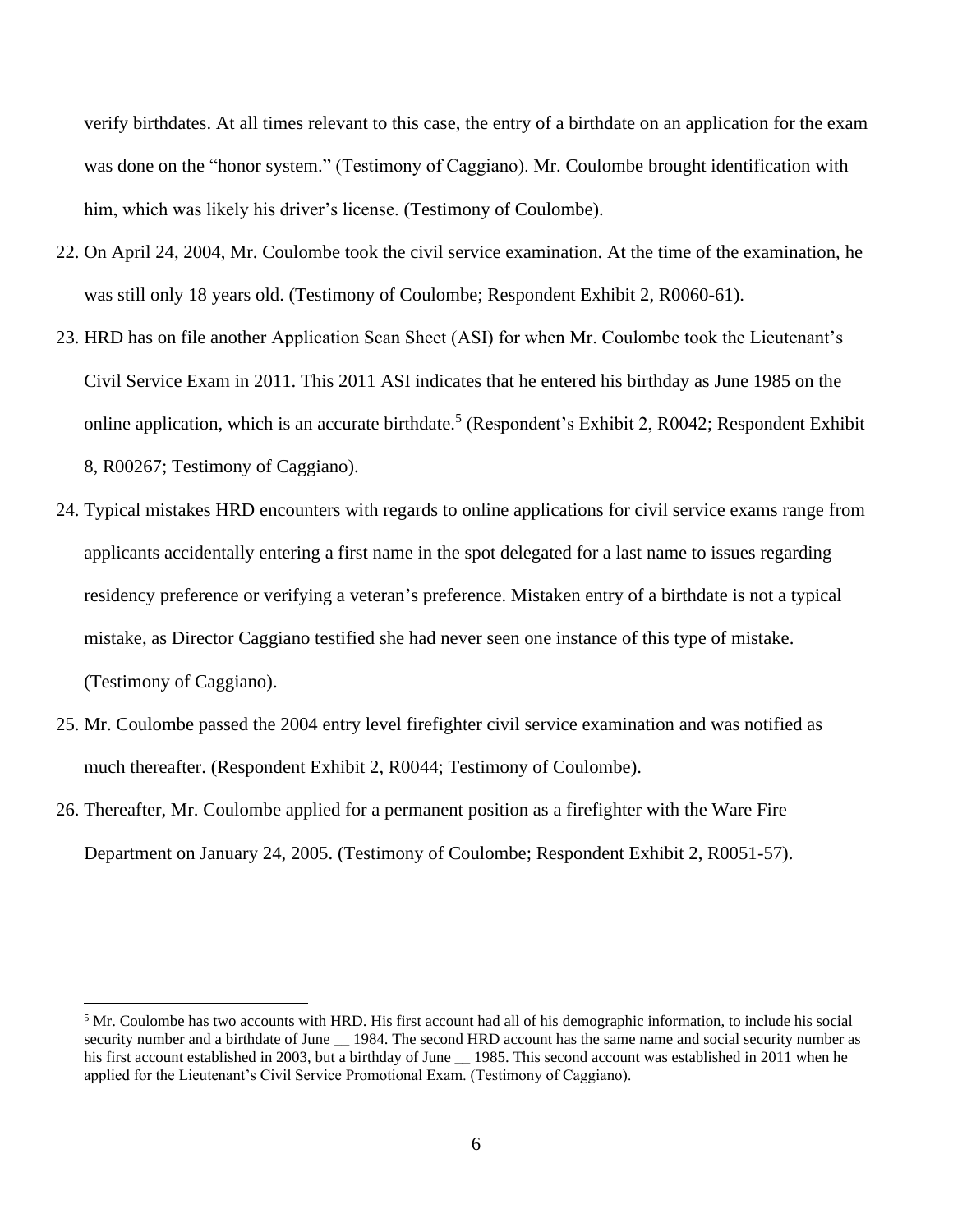verify birthdates. At all times relevant to this case, the entry of a birthdate on an application for the exam was done on the "honor system." (Testimony of Caggiano). Mr. Coulombe brought identification with him, which was likely his driver's license. (Testimony of Coulombe).

22. On April 24, 2004, Mr. Coulombe took the civil service examination. At the time of the examination, he was still only 18 years old. (Testimony of Coulombe; Respondent Exhibit 2, R0060-61).

23. HRD has on file another Application Scan Sheet (ASI) for when Mr. Coulombe took the Lieutenant's Civil Service Exam in 2011. This 2011 ASI indicates that he entered his birthday as June 1985 on the online application, which is an accurate birthdate.[5] (Respondent's Exhibit 2, R0042; Respondent Exhibit 8, R00267; Testimony of Caggiano).

24. Typical mistakes HRD encounters with regards to online applications for civil service exams range from applicants accidentally entering a first name in the spot delegated for a last name to issues regarding residency preference or verifying a veteran's preference. Mistaken entry of a birthdate is not a typical mistake, as Director Caggiano testified she had never seen one instance of this type of mistake. (Testimony of Caggiano).

25. Mr. Coulombe passed the 2004 entry level firefighter civil service examination and was notified as much thereafter. (Respondent Exhibit 2, R0044; Testimony of Coulombe).

26. Thereafter, Mr. Coulombe applied for a permanent position as a firefighter with the Ware Fire Department on January 24, 2005. (Testimony of Coulombe; Respondent Exhibit 2, R0051-57).

---

[5] Mr. Coulombe has two accounts with HRD. His first account had all of his demographic information, to include his social security number and a birthdate of June __ 1984. The second HRD account has the same name and social security number as his first account established in 2003, but a birthday of June __ 1985. This second account was established in 2011 when he applied for the Lieutenant's Civil Service Promotional Exam. (Testimony of Caggiano).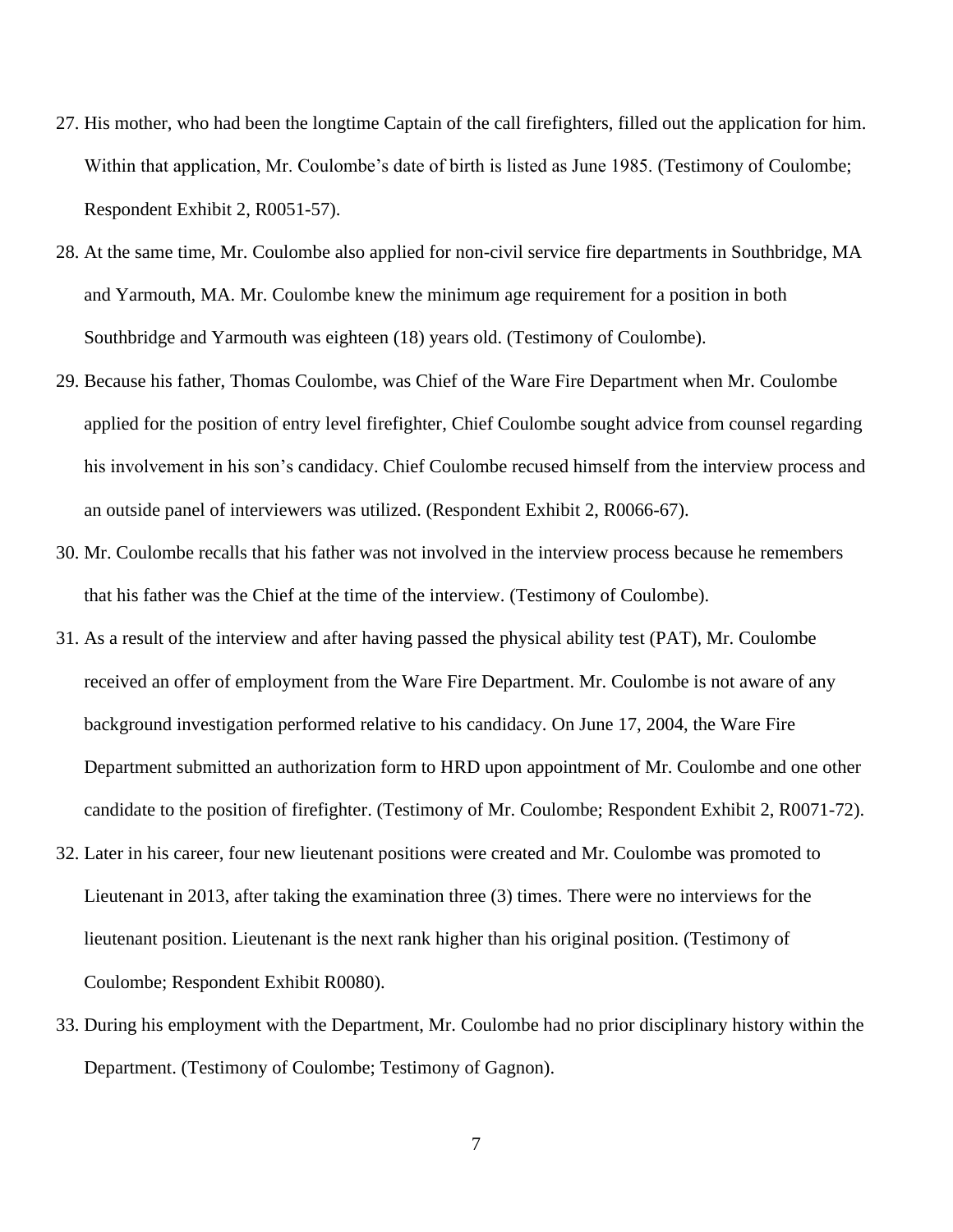27. His mother, who had been the longtime Captain of the call firefighters, filled out the application for him. Within that application, Mr. Coulombe's date of birth is listed as June 1985. (Testimony of Coulombe; Respondent Exhibit 2, R0051-57).
28. At the same time, Mr. Coulombe also applied for non-civil service fire departments in Southbridge, MA and Yarmouth, MA. Mr. Coulombe knew the minimum age requirement for a position in both Southbridge and Yarmouth was eighteen (18) years old. (Testimony of Coulombe).
29. Because his father, Thomas Coulombe, was Chief of the Ware Fire Department when Mr. Coulombe applied for the position of entry level firefighter, Chief Coulombe sought advice from counsel regarding his involvement in his son's candidacy. Chief Coulombe recused himself from the interview process and an outside panel of interviewers was utilized. (Respondent Exhibit 2, R0066-67).
30. Mr. Coulombe recalls that his father was not involved in the interview process because he remembers that his father was the Chief at the time of the interview. (Testimony of Coulombe).
31. As a result of the interview and after having passed the physical ability test (PAT), Mr. Coulombe received an offer of employment from the Ware Fire Department. Mr. Coulombe is not aware of any background investigation performed relative to his candidacy. On June 17, 2004, the Ware Fire Department submitted an authorization form to HRD upon appointment of Mr. Coulombe and one other candidate to the position of firefighter. (Testimony of Mr. Coulombe; Respondent Exhibit 2, R0071-72).
32. Later in his career, four new lieutenant positions were created and Mr. Coulombe was promoted to Lieutenant in 2013, after taking the examination three (3) times. There were no interviews for the lieutenant position. Lieutenant is the next rank higher than his original position. (Testimony of Coulombe; Respondent Exhibit R0080).
33. During his employment with the Department, Mr. Coulombe had no prior disciplinary history within the Department. (Testimony of Coulombe; Testimony of Gagnon).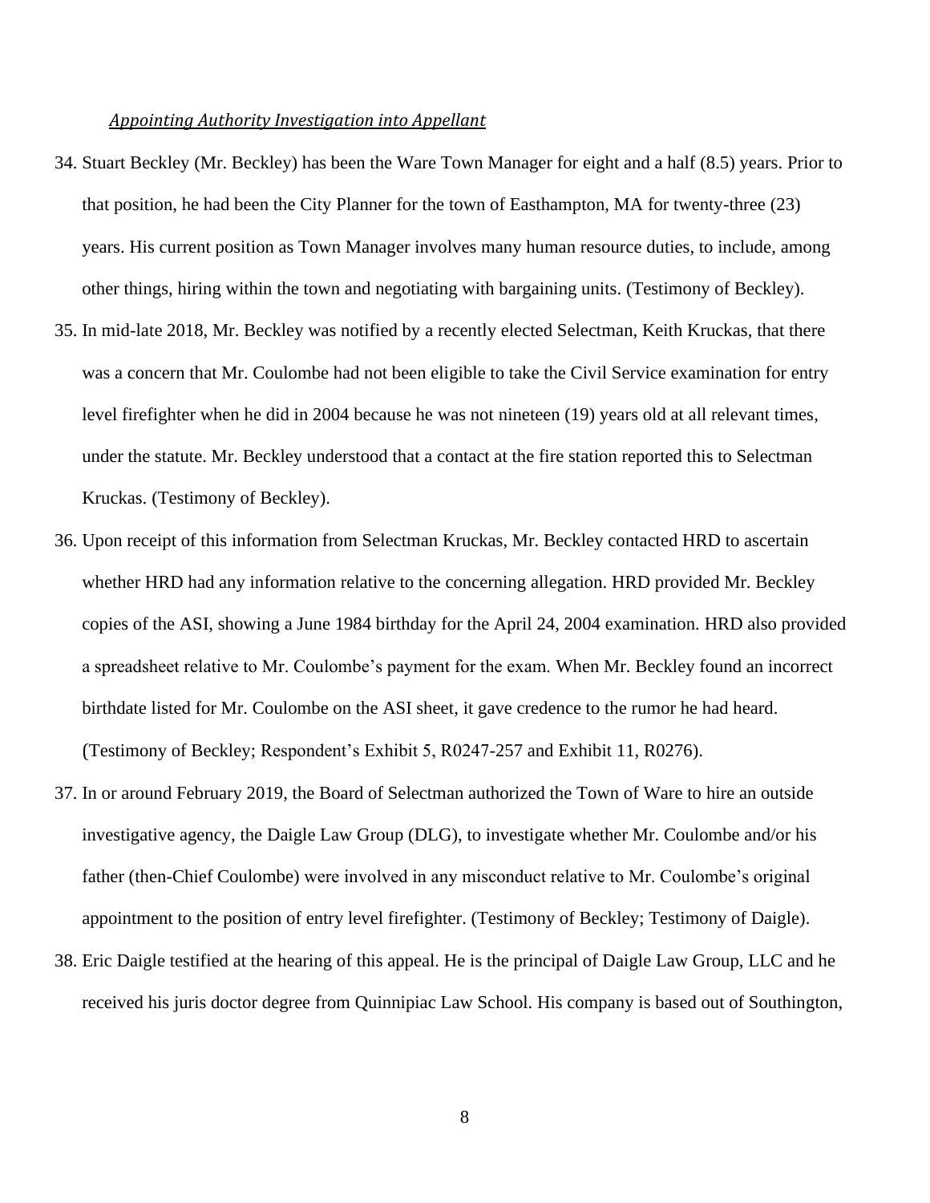*Appointing Authority Investigation into Appellant*

34. Stuart Beckley (Mr. Beckley) has been the Ware Town Manager for eight and a half (8.5) years. Prior to that position, he had been the City Planner for the town of Easthampton, MA for twenty-three (23) years. His current position as Town Manager involves many human resource duties, to include, among other things, hiring within the town and negotiating with bargaining units. (Testimony of Beckley).

35. In mid-late 2018, Mr. Beckley was notified by a recently elected Selectman, Keith Kruckas, that there was a concern that Mr. Coulombe had not been eligible to take the Civil Service examination for entry level firefighter when he did in 2004 because he was not nineteen (19) years old at all relevant times, under the statute. Mr. Beckley understood that a contact at the fire station reported this to Selectman Kruckas. (Testimony of Beckley).

36. Upon receipt of this information from Selectman Kruckas, Mr. Beckley contacted HRD to ascertain whether HRD had any information relative to the concerning allegation. HRD provided Mr. Beckley copies of the ASI, showing a June 1984 birthday for the April 24, 2004 examination. HRD also provided a spreadsheet relative to Mr. Coulombe's payment for the exam. When Mr. Beckley found an incorrect birthdate listed for Mr. Coulombe on the ASI sheet, it gave credence to the rumor he had heard. (Testimony of Beckley; Respondent's Exhibit 5, R0247-257 and Exhibit 11, R0276).

37. In or around February 2019, the Board of Selectman authorized the Town of Ware to hire an outside investigative agency, the Daigle Law Group (DLG), to investigate whether Mr. Coulombe and/or his father (then-Chief Coulombe) were involved in any misconduct relative to Mr. Coulombe's original appointment to the position of entry level firefighter. (Testimony of Beckley; Testimony of Daigle).

38. Eric Daigle testified at the hearing of this appeal. He is the principal of Daigle Law Group, LLC and he received his juris doctor degree from Quinnipiac Law School. His company is based out of Southington,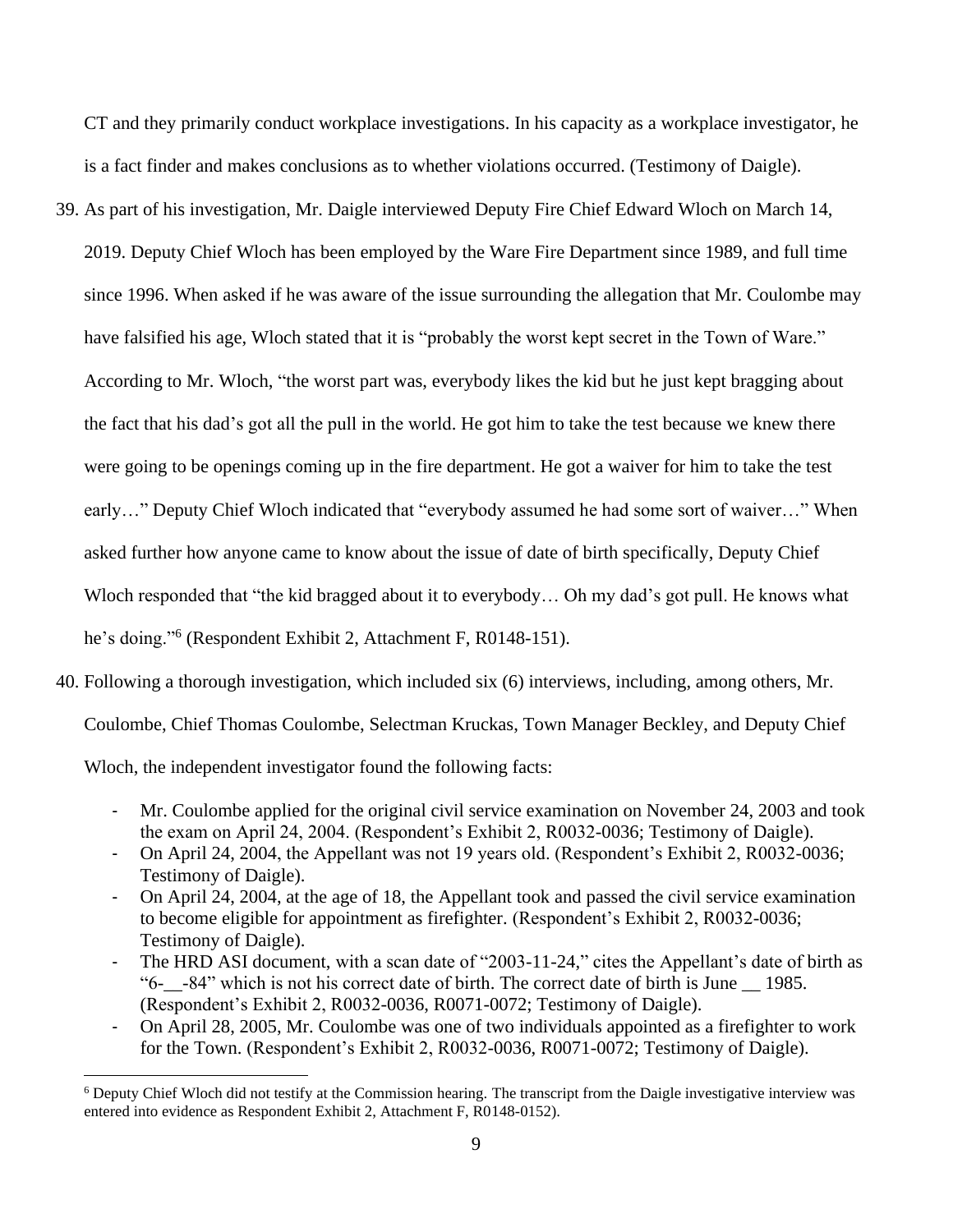CT and they primarily conduct workplace investigations. In his capacity as a workplace investigator, he is a fact finder and makes conclusions as to whether violations occurred. (Testimony of Daigle).

39. As part of his investigation, Mr. Daigle interviewed Deputy Fire Chief Edward Wloch on March 14, 2019. Deputy Chief Wloch has been employed by the Ware Fire Department since 1989, and full time since 1996. When asked if he was aware of the issue surrounding the allegation that Mr. Coulombe may have falsified his age, Wloch stated that it is "probably the worst kept secret in the Town of Ware." According to Mr. Wloch, "the worst part was, everybody likes the kid but he just kept bragging about the fact that his dad's got all the pull in the world. He got him to take the test because we knew there were going to be openings coming up in the fire department. He got a waiver for him to take the test early…" Deputy Chief Wloch indicated that "everybody assumed he had some sort of waiver…" When asked further how anyone came to know about the issue of date of birth specifically, Deputy Chief Wloch responded that "the kid bragged about it to everybody… Oh my dad's got pull. He knows what he's doing."[6] (Respondent Exhibit 2, Attachment F, R0148-151).

40. Following a thorough investigation, which included six (6) interviews, including, among others, Mr. Coulombe, Chief Thomas Coulombe, Selectman Kruckas, Town Manager Beckley, and Deputy Chief Wloch, the independent investigator found the following facts:

    - Mr. Coulombe applied for the original civil service examination on November 24, 2003 and took the exam on April 24, 2004. (Respondent's Exhibit 2, R0032-0036; Testimony of Daigle).
    - On April 24, 2004, the Appellant was not 19 years old. (Respondent's Exhibit 2, R0032-0036; Testimony of Daigle).
    - On April 24, 2004, at the age of 18, the Appellant took and passed the civil service examination to become eligible for appointment as firefighter. (Respondent's Exhibit 2, R0032-0036; Testimony of Daigle).
    - The HRD ASI document, with a scan date of "2003-11-24," cites the Appellant's date of birth as "6-__-84" which is not his correct date of birth. The correct date of birth is June __ 1985. (Respondent's Exhibit 2, R0032-0036, R0071-0072; Testimony of Daigle).
    - On April 28, 2005, Mr. Coulombe was one of two individuals appointed as a firefighter to work for the Town. (Respondent's Exhibit 2, R0032-0036, R0071-0072; Testimony of Daigle).

[6] Deputy Chief Wloch did not testify at the Commission hearing. The transcript from the Daigle investigative interview was entered into evidence as Respondent Exhibit 2, Attachment F, R0148-0152).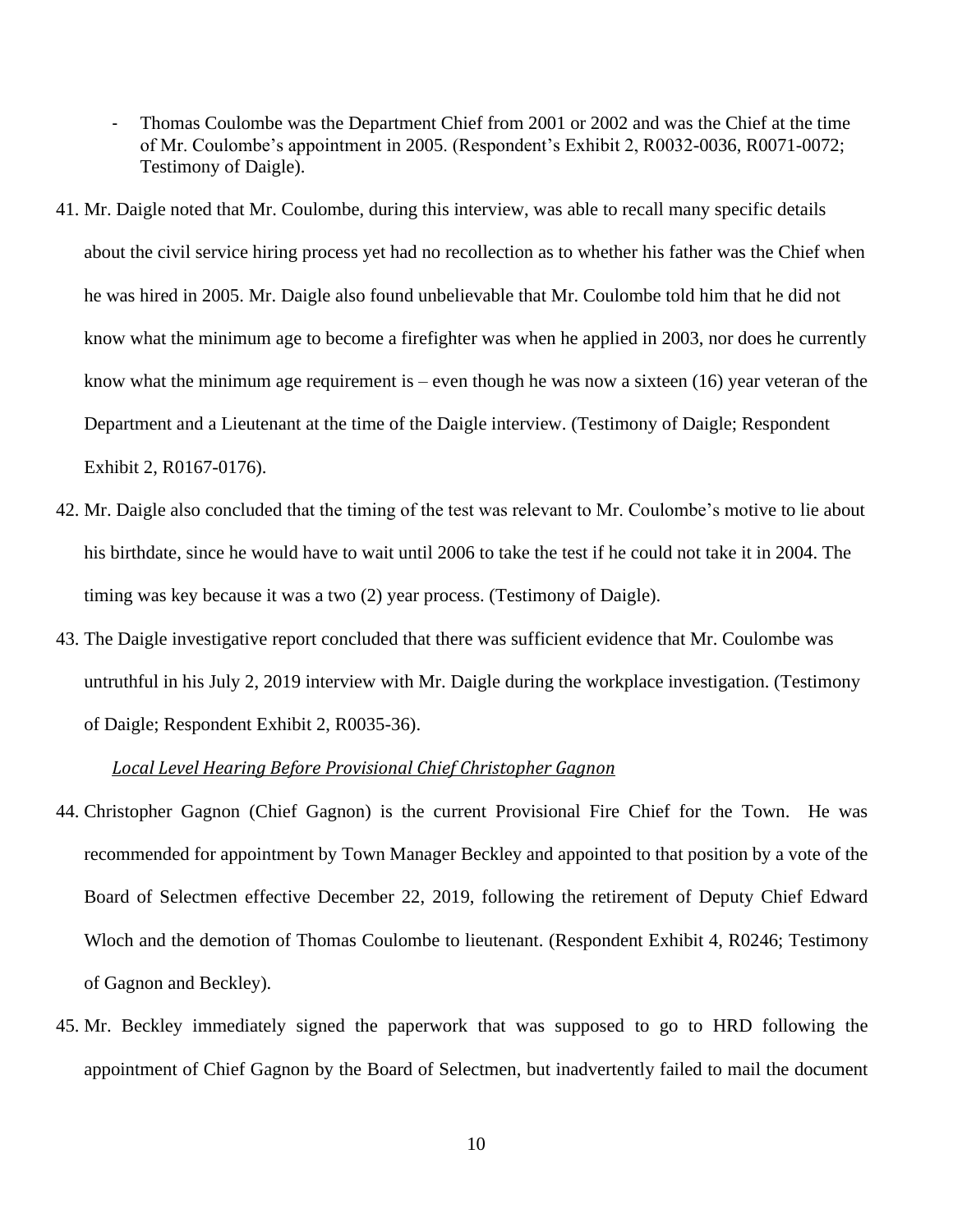- Thomas Coulombe was the Department Chief from 2001 or 2002 and was the Chief at the time of Mr. Coulombe's appointment in 2005. (Respondent's Exhibit 2, R0032-0036, R0071-0072; Testimony of Daigle).

41. Mr. Daigle noted that Mr. Coulombe, during this interview, was able to recall many specific details about the civil service hiring process yet had no recollection as to whether his father was the Chief when he was hired in 2005. Mr. Daigle also found unbelievable that Mr. Coulombe told him that he did not know what the minimum age to become a firefighter was when he applied in 2003, nor does he currently know what the minimum age requirement is – even though he was now a sixteen (16) year veteran of the Department and a Lieutenant at the time of the Daigle interview. (Testimony of Daigle; Respondent Exhibit 2, R0167-0176).

42. Mr. Daigle also concluded that the timing of the test was relevant to Mr. Coulombe's motive to lie about his birthdate, since he would have to wait until 2006 to take the test if he could not take it in 2004. The timing was key because it was a two (2) year process. (Testimony of Daigle).

43. The Daigle investigative report concluded that there was sufficient evidence that Mr. Coulombe was untruthful in his July 2, 2019 interview with Mr. Daigle during the workplace investigation. (Testimony of Daigle; Respondent Exhibit 2, R0035-36).

*Local Level Hearing Before Provisional Chief Christopher Gagnon*

44. Christopher Gagnon (Chief Gagnon) is the current Provisional Fire Chief for the Town. He was recommended for appointment by Town Manager Beckley and appointed to that position by a vote of the Board of Selectmen effective December 22, 2019, following the retirement of Deputy Chief Edward Wloch and the demotion of Thomas Coulombe to lieutenant. (Respondent Exhibit 4, R0246; Testimony of Gagnon and Beckley).

45. Mr. Beckley immediately signed the paperwork that was supposed to go to HRD following the appointment of Chief Gagnon by the Board of Selectmen, but inadvertently failed to mail the document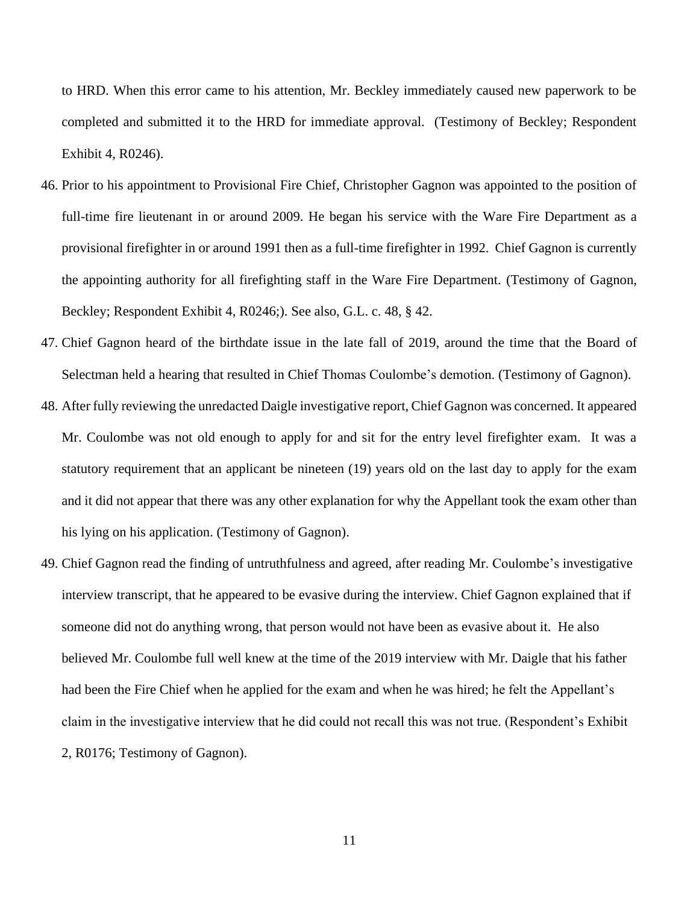to HRD. When this error came to his attention, Mr. Beckley immediately caused new paperwork to be completed and submitted it to the HRD for immediate approval. (Testimony of Beckley; Respondent Exhibit 4, R0246).

46. Prior to his appointment to Provisional Fire Chief, Christopher Gagnon was appointed to the position of full-time fire lieutenant in or around 2009. He began his service with the Ware Fire Department as a provisional firefighter in or around 1991 then as a full-time firefighter in 1992. Chief Gagnon is currently the appointing authority for all firefighting staff in the Ware Fire Department. (Testimony of Gagnon, Beckley; Respondent Exhibit 4, R0246;). See also, G.L. c. 48, § 42.

47. Chief Gagnon heard of the birthdate issue in the late fall of 2019, around the time that the Board of Selectman held a hearing that resulted in Chief Thomas Coulombe's demotion. (Testimony of Gagnon).

48. After fully reviewing the unredacted Daigle investigative report, Chief Gagnon was concerned. It appeared Mr. Coulombe was not old enough to apply for and sit for the entry level firefighter exam. It was a statutory requirement that an applicant be nineteen (19) years old on the last day to apply for the exam and it did not appear that there was any other explanation for why the Appellant took the exam other than his lying on his application. (Testimony of Gagnon).

49. Chief Gagnon read the finding of untruthfulness and agreed, after reading Mr. Coulombe's investigative interview transcript, that he appeared to be evasive during the interview. Chief Gagnon explained that if someone did not do anything wrong, that person would not have been as evasive about it. He also believed Mr. Coulombe full well knew at the time of the 2019 interview with Mr. Daigle that his father had been the Fire Chief when he applied for the exam and when he was hired; he felt the Appellant's claim in the investigative interview that he did could not recall this was not true. (Respondent's Exhibit 2, R0176; Testimony of Gagnon).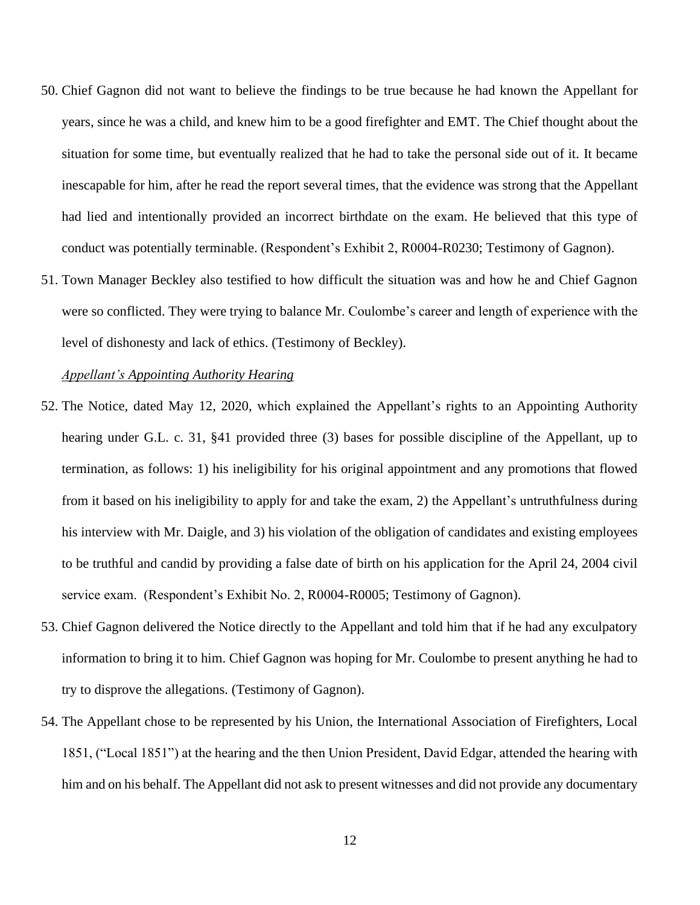50. Chief Gagnon did not want to believe the findings to be true because he had known the Appellant for years, since he was a child, and knew him to be a good firefighter and EMT. The Chief thought about the situation for some time, but eventually realized that he had to take the personal side out of it. It became inescapable for him, after he read the report several times, that the evidence was strong that the Appellant had lied and intentionally provided an incorrect birthdate on the exam. He believed that this type of conduct was potentially terminable. (Respondent's Exhibit 2, R0004-R0230; Testimony of Gagnon).

51. Town Manager Beckley also testified to how difficult the situation was and how he and Chief Gagnon were so conflicted. They were trying to balance Mr. Coulombe's career and length of experience with the level of dishonesty and lack of ethics. (Testimony of Beckley).

*Appellant's Appointing Authority Hearing*

52. The Notice, dated May 12, 2020, which explained the Appellant's rights to an Appointing Authority hearing under G.L. c. 31, §41 provided three (3) bases for possible discipline of the Appellant, up to termination, as follows: 1) his ineligibility for his original appointment and any promotions that flowed from it based on his ineligibility to apply for and take the exam, 2) the Appellant's untruthfulness during his interview with Mr. Daigle, and 3) his violation of the obligation of candidates and existing employees to be truthful and candid by providing a false date of birth on his application for the April 24, 2004 civil service exam. (Respondent's Exhibit No. 2, R0004-R0005; Testimony of Gagnon).

53. Chief Gagnon delivered the Notice directly to the Appellant and told him that if he had any exculpatory information to bring it to him. Chief Gagnon was hoping for Mr. Coulombe to present anything he had to try to disprove the allegations. (Testimony of Gagnon).

54. The Appellant chose to be represented by his Union, the International Association of Firefighters, Local 1851, ("Local 1851") at the hearing and the then Union President, David Edgar, attended the hearing with him and on his behalf. The Appellant did not ask to present witnesses and did not provide any documentary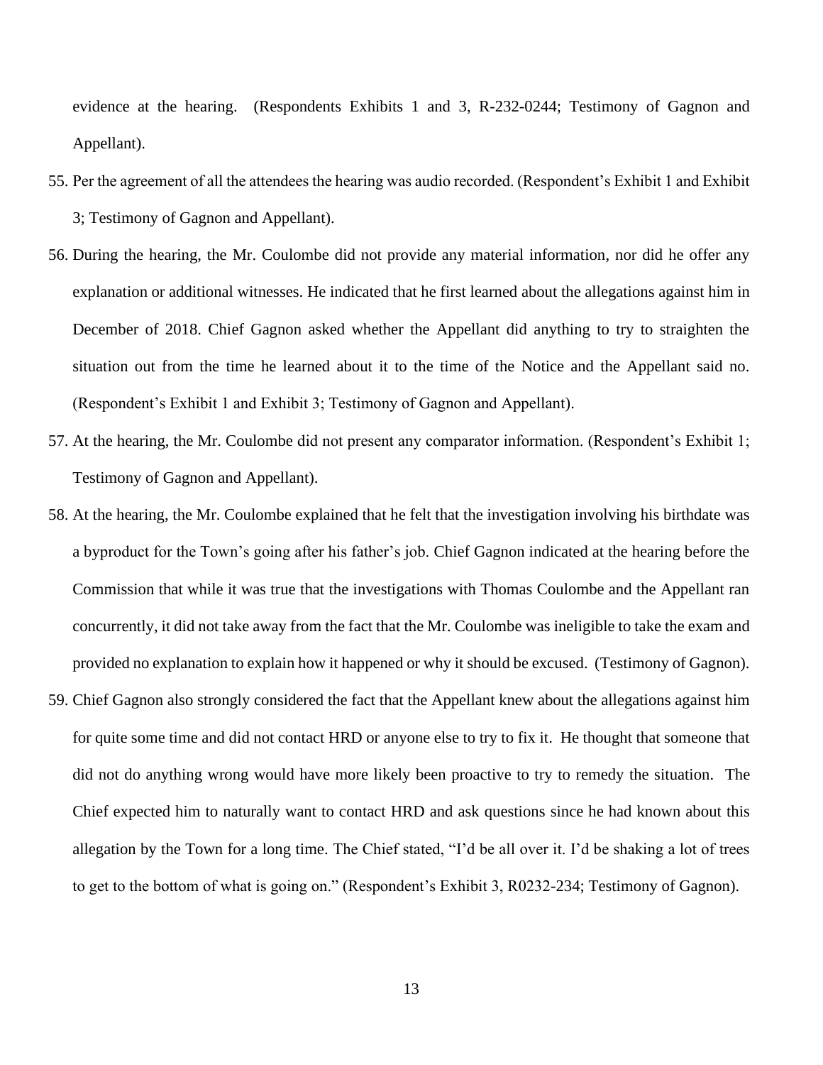evidence at the hearing. (Respondents Exhibits 1 and 3, R-232-0244; Testimony of Gagnon and Appellant).

55. Per the agreement of all the attendees the hearing was audio recorded. (Respondent's Exhibit 1 and Exhibit 3; Testimony of Gagnon and Appellant).

56. During the hearing, the Mr. Coulombe did not provide any material information, nor did he offer any explanation or additional witnesses. He indicated that he first learned about the allegations against him in December of 2018. Chief Gagnon asked whether the Appellant did anything to try to straighten the situation out from the time he learned about it to the time of the Notice and the Appellant said no. (Respondent's Exhibit 1 and Exhibit 3; Testimony of Gagnon and Appellant).

57. At the hearing, the Mr. Coulombe did not present any comparator information. (Respondent's Exhibit 1; Testimony of Gagnon and Appellant).

58. At the hearing, the Mr. Coulombe explained that he felt that the investigation involving his birthdate was a byproduct for the Town's going after his father's job. Chief Gagnon indicated at the hearing before the Commission that while it was true that the investigations with Thomas Coulombe and the Appellant ran concurrently, it did not take away from the fact that the Mr. Coulombe was ineligible to take the exam and provided no explanation to explain how it happened or why it should be excused. (Testimony of Gagnon).

59. Chief Gagnon also strongly considered the fact that the Appellant knew about the allegations against him for quite some time and did not contact HRD or anyone else to try to fix it. He thought that someone that did not do anything wrong would have more likely been proactive to try to remedy the situation. The Chief expected him to naturally want to contact HRD and ask questions since he had known about this allegation by the Town for a long time. The Chief stated, "I'd be all over it. I'd be shaking a lot of trees to get to the bottom of what is going on." (Respondent's Exhibit 3, R0232-234; Testimony of Gagnon).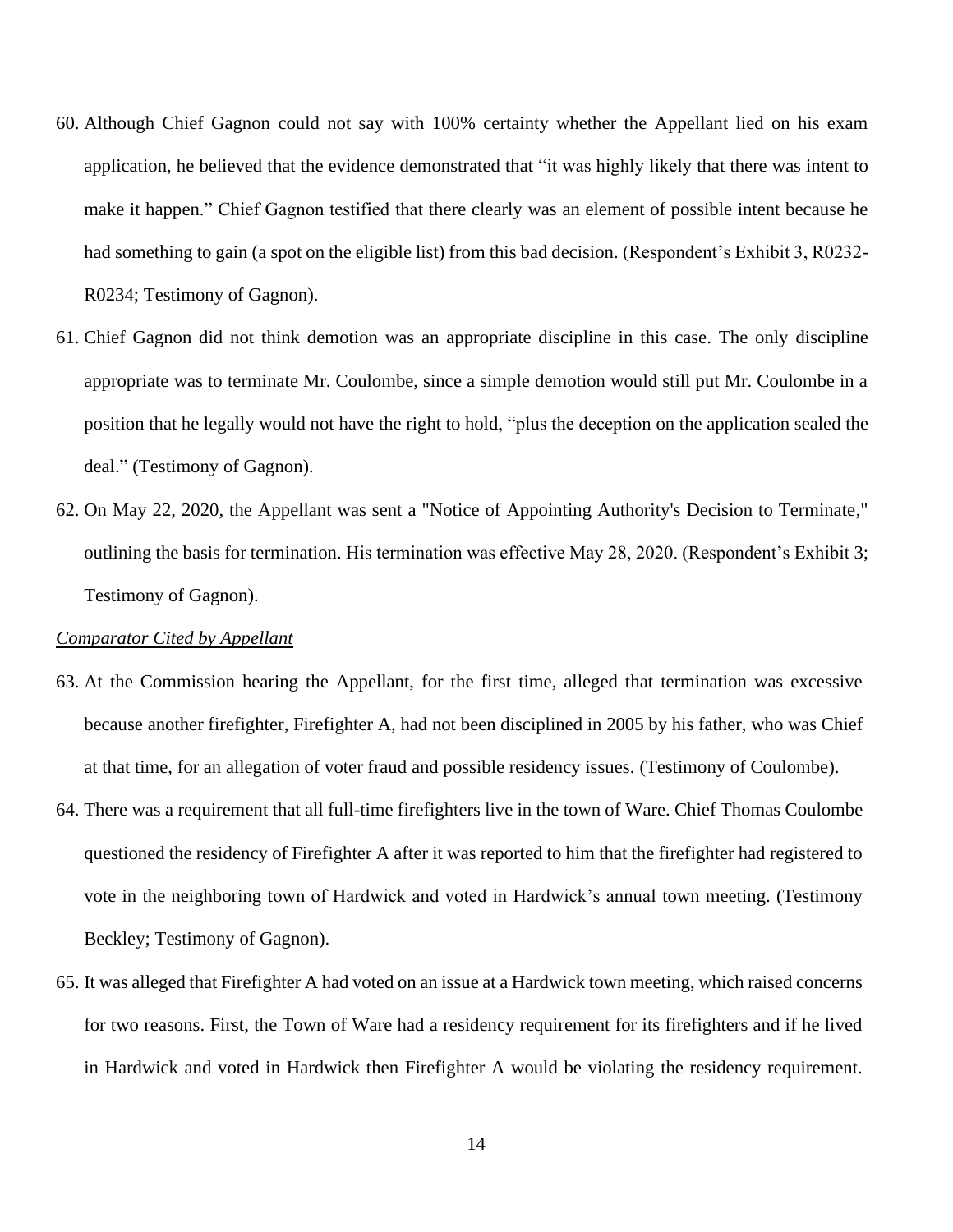60. Although Chief Gagnon could not say with 100% certainty whether the Appellant lied on his exam application, he believed that the evidence demonstrated that "it was highly likely that there was intent to make it happen." Chief Gagnon testified that there clearly was an element of possible intent because he had something to gain (a spot on the eligible list) from this bad decision. (Respondent's Exhibit 3, R0232-R0234; Testimony of Gagnon).

61. Chief Gagnon did not think demotion was an appropriate discipline in this case. The only discipline appropriate was to terminate Mr. Coulombe, since a simple demotion would still put Mr. Coulombe in a position that he legally would not have the right to hold, "plus the deception on the application sealed the deal." (Testimony of Gagnon).

62. On May 22, 2020, the Appellant was sent a "Notice of Appointing Authority's Decision to Terminate," outlining the basis for termination. His termination was effective May 28, 2020. (Respondent's Exhibit 3; Testimony of Gagnon).

*Comparator Cited by Appellant*

63. At the Commission hearing the Appellant, for the first time, alleged that termination was excessive because another firefighter, Firefighter A, had not been disciplined in 2005 by his father, who was Chief at that time, for an allegation of voter fraud and possible residency issues. (Testimony of Coulombe).

64. There was a requirement that all full-time firefighters live in the town of Ware. Chief Thomas Coulombe questioned the residency of Firefighter A after it was reported to him that the firefighter had registered to vote in the neighboring town of Hardwick and voted in Hardwick's annual town meeting. (Testimony Beckley; Testimony of Gagnon).

65. It was alleged that Firefighter A had voted on an issue at a Hardwick town meeting, which raised concerns for two reasons. First, the Town of Ware had a residency requirement for its firefighters and if he lived in Hardwick and voted in Hardwick then Firefighter A would be violating the residency requirement.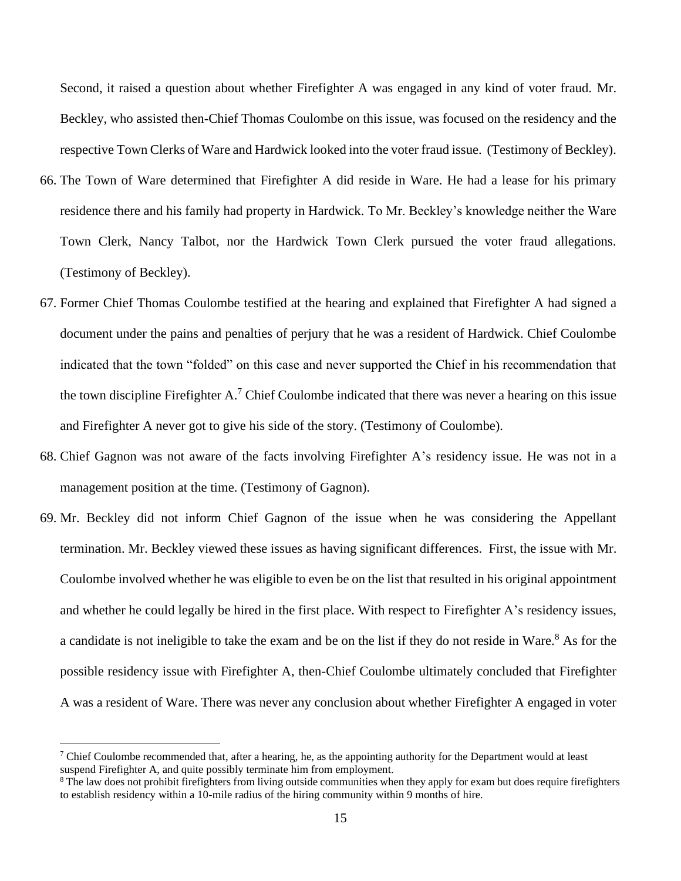Second, it raised a question about whether Firefighter A was engaged in any kind of voter fraud. Mr. Beckley, who assisted then-Chief Thomas Coulombe on this issue, was focused on the residency and the respective Town Clerks of Ware and Hardwick looked into the voter fraud issue. (Testimony of Beckley).

66. The Town of Ware determined that Firefighter A did reside in Ware. He had a lease for his primary residence there and his family had property in Hardwick. To Mr. Beckley's knowledge neither the Ware Town Clerk, Nancy Talbot, nor the Hardwick Town Clerk pursued the voter fraud allegations. (Testimony of Beckley).

67. Former Chief Thomas Coulombe testified at the hearing and explained that Firefighter A had signed a document under the pains and penalties of perjury that he was a resident of Hardwick. Chief Coulombe indicated that the town "folded" on this case and never supported the Chief in his recommendation that the town discipline Firefighter A.[7] Chief Coulombe indicated that there was never a hearing on this issue and Firefighter A never got to give his side of the story. (Testimony of Coulombe).

68. Chief Gagnon was not aware of the facts involving Firefighter A's residency issue. He was not in a management position at the time. (Testimony of Gagnon).

69. Mr. Beckley did not inform Chief Gagnon of the issue when he was considering the Appellant termination. Mr. Beckley viewed these issues as having significant differences. First, the issue with Mr. Coulombe involved whether he was eligible to even be on the list that resulted in his original appointment and whether he could legally be hired in the first place. With respect to Firefighter A's residency issues, a candidate is not ineligible to take the exam and be on the list if they do not reside in Ware.[8] As for the possible residency issue with Firefighter A, then-Chief Coulombe ultimately concluded that Firefighter A was a resident of Ware. There was never any conclusion about whether Firefighter A engaged in voter

---

[7] Chief Coulombe recommended that, after a hearing, he, as the appointing authority for the Department would at least suspend Firefighter A, and quite possibly terminate him from employment.

[8] The law does not prohibit firefighters from living outside communities when they apply for exam but does require firefighters to establish residency within a 10-mile radius of the hiring community within 9 months of hire.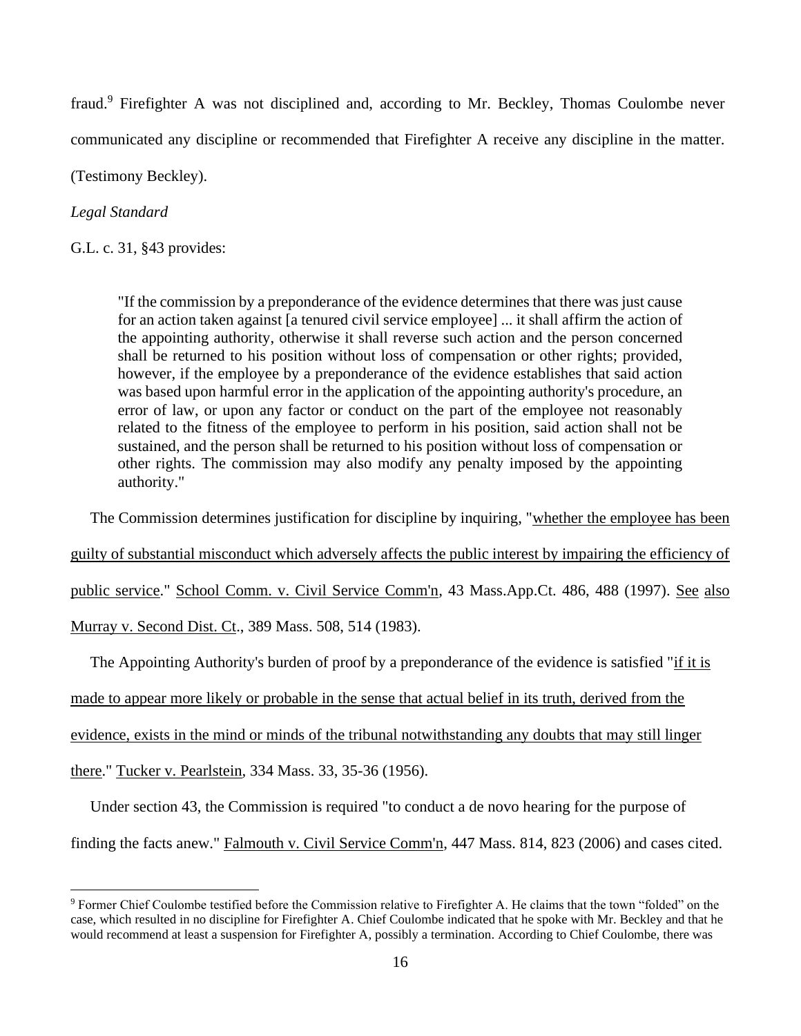fraud.[9] Firefighter A was not disciplined and, according to Mr. Beckley, Thomas Coulombe never communicated any discipline or recommended that Firefighter A receive any discipline in the matter. (Testimony Beckley).

*Legal Standard*

G.L. c. 31, §43 provides:

> "If the commission by a preponderance of the evidence determines that there was just cause for an action taken against [a tenured civil service employee] ... it shall affirm the action of the appointing authority, otherwise it shall reverse such action and the person concerned shall be returned to his position without loss of compensation or other rights; provided, however, if the employee by a preponderance of the evidence establishes that said action was based upon harmful error in the application of the appointing authority's procedure, an error of law, or upon any factor or conduct on the part of the employee not reasonably related to the fitness of the employee to perform in his position, said action shall not be sustained, and the person shall be returned to his position without loss of compensation or other rights. The commission may also modify any penalty imposed by the appointing authority."

The Commission determines justification for discipline by inquiring, "whether the employee has been guilty of substantial misconduct which adversely affects the public interest by impairing the efficiency of public service." School Comm. v. Civil Service Comm'n, 43 Mass.App.Ct. 486, 488 (1997). See also Murray v. Second Dist. Ct., 389 Mass. 508, 514 (1983).

The Appointing Authority's burden of proof by a preponderance of the evidence is satisfied "if it is made to appear more likely or probable in the sense that actual belief in its truth, derived from the evidence, exists in the mind or minds of the tribunal notwithstanding any doubts that may still linger there." Tucker v. Pearlstein, 334 Mass. 33, 35-36 (1956).

Under section 43, the Commission is required "to conduct a de novo hearing for the purpose of finding the facts anew." Falmouth v. Civil Service Comm'n, 447 Mass. 814, 823 (2006) and cases cited.

---

[9] Former Chief Coulombe testified before the Commission relative to Firefighter A. He claims that the town "folded" on the case, which resulted in no discipline for Firefighter A. Chief Coulombe indicated that he spoke with Mr. Beckley and that he would recommend at least a suspension for Firefighter A, possibly a termination. According to Chief Coulombe, there was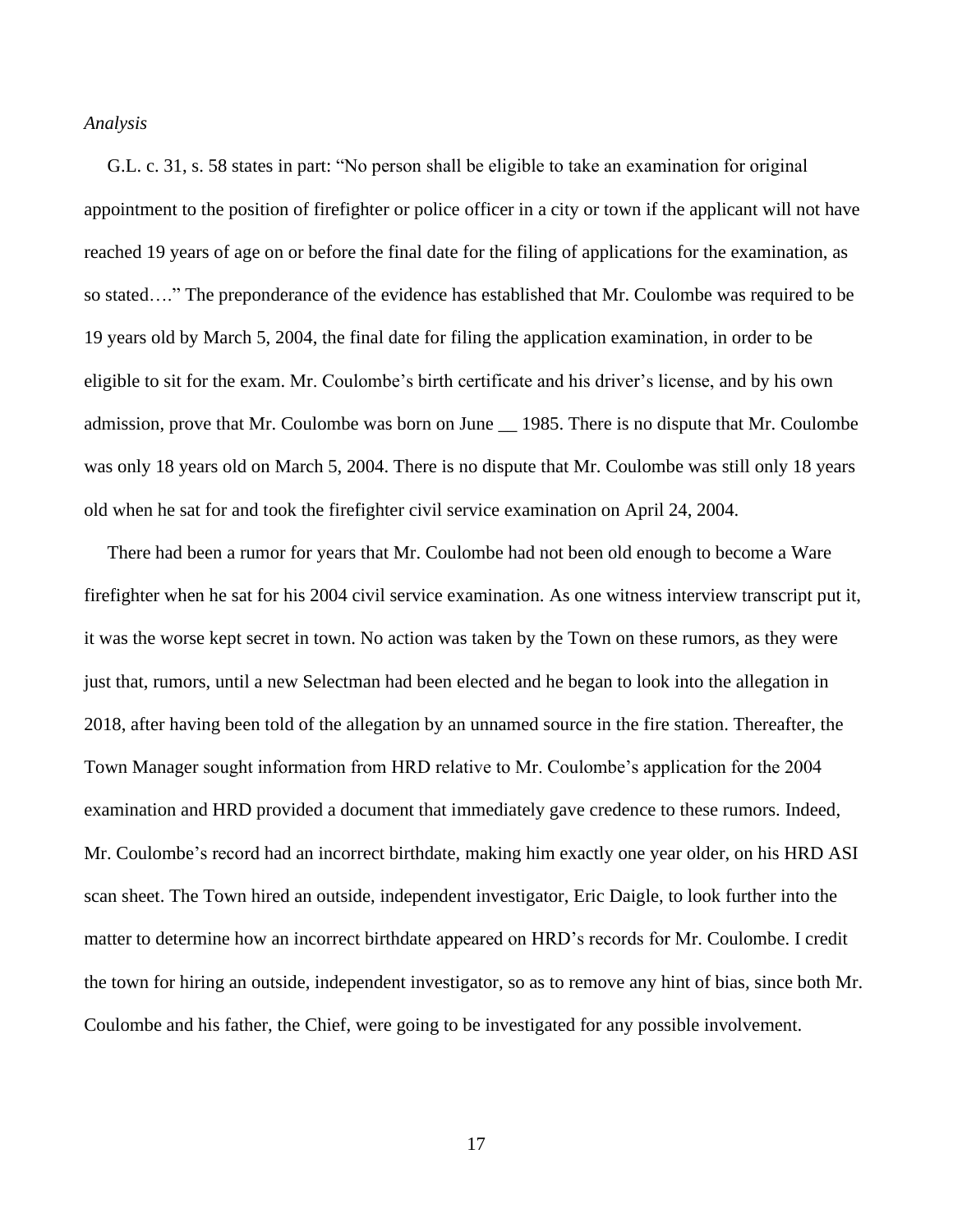*Analysis*

G.L. c. 31, s. 58 states in part: "No person shall be eligible to take an examination for original appointment to the position of firefighter or police officer in a city or town if the applicant will not have reached 19 years of age on or before the final date for the filing of applications for the examination, as so stated…." The preponderance of the evidence has established that Mr. Coulombe was required to be 19 years old by March 5, 2004, the final date for filing the application examination, in order to be eligible to sit for the exam. Mr. Coulombe's birth certificate and his driver's license, and by his own admission, prove that Mr. Coulombe was born on June __ 1985. There is no dispute that Mr. Coulombe was only 18 years old on March 5, 2004. There is no dispute that Mr. Coulombe was still only 18 years old when he sat for and took the firefighter civil service examination on April 24, 2004.

There had been a rumor for years that Mr. Coulombe had not been old enough to become a Ware firefighter when he sat for his 2004 civil service examination. As one witness interview transcript put it, it was the worse kept secret in town. No action was taken by the Town on these rumors, as they were just that, rumors, until a new Selectman had been elected and he began to look into the allegation in 2018, after having been told of the allegation by an unnamed source in the fire station. Thereafter, the Town Manager sought information from HRD relative to Mr. Coulombe's application for the 2004 examination and HRD provided a document that immediately gave credence to these rumors. Indeed, Mr. Coulombe's record had an incorrect birthdate, making him exactly one year older, on his HRD ASI scan sheet. The Town hired an outside, independent investigator, Eric Daigle, to look further into the matter to determine how an incorrect birthdate appeared on HRD's records for Mr. Coulombe. I credit the town for hiring an outside, independent investigator, so as to remove any hint of bias, since both Mr. Coulombe and his father, the Chief, were going to be investigated for any possible involvement.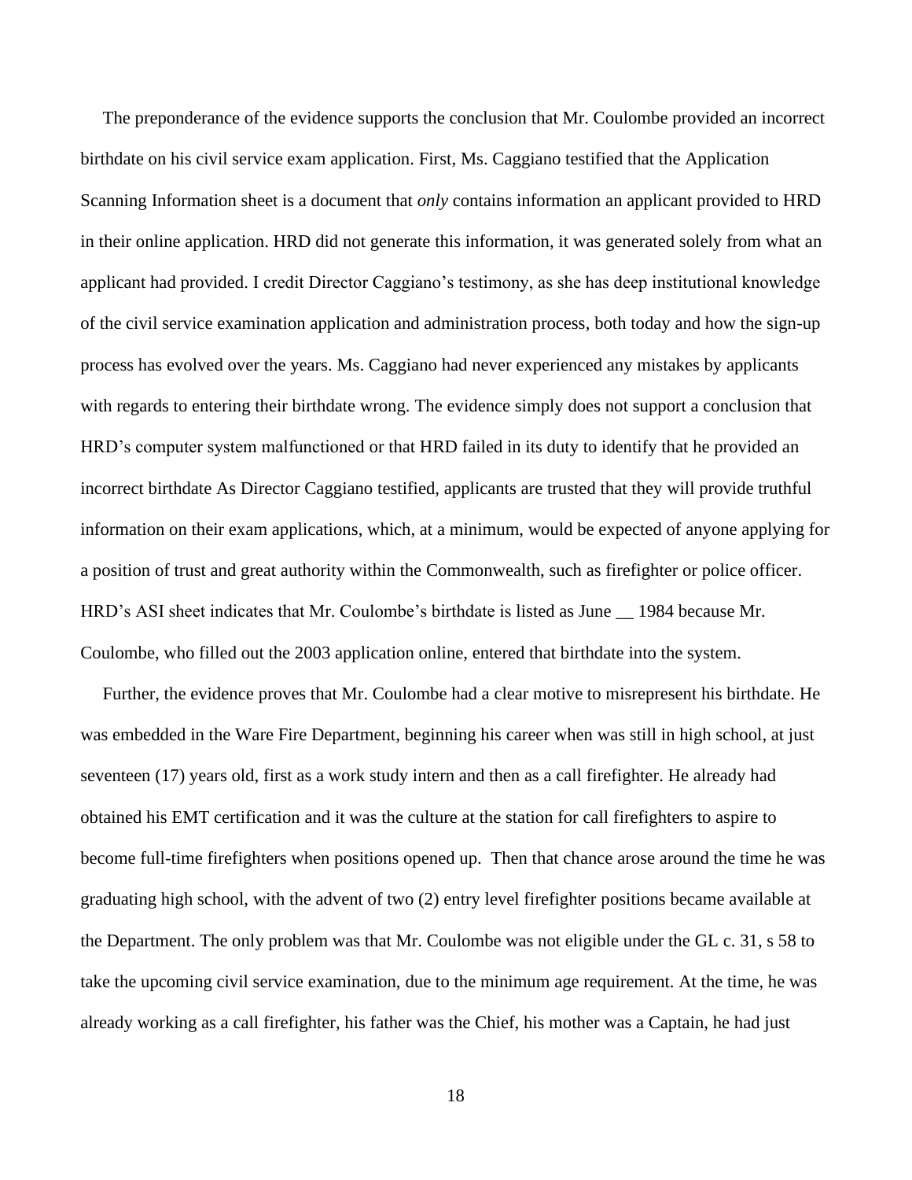The preponderance of the evidence supports the conclusion that Mr. Coulombe provided an incorrect birthdate on his civil service exam application. First, Ms. Caggiano testified that the Application Scanning Information sheet is a document that *only* contains information an applicant provided to HRD in their online application. HRD did not generate this information, it was generated solely from what an applicant had provided. I credit Director Caggiano's testimony, as she has deep institutional knowledge of the civil service examination application and administration process, both today and how the sign-up process has evolved over the years. Ms. Caggiano had never experienced any mistakes by applicants with regards to entering their birthdate wrong. The evidence simply does not support a conclusion that HRD's computer system malfunctioned or that HRD failed in its duty to identify that he provided an incorrect birthdate As Director Caggiano testified, applicants are trusted that they will provide truthful information on their exam applications, which, at a minimum, would be expected of anyone applying for a position of trust and great authority within the Commonwealth, such as firefighter or police officer. HRD's ASI sheet indicates that Mr. Coulombe's birthdate is listed as June __ 1984 because Mr. Coulombe, who filled out the 2003 application online, entered that birthdate into the system.

Further, the evidence proves that Mr. Coulombe had a clear motive to misrepresent his birthdate. He was embedded in the Ware Fire Department, beginning his career when was still in high school, at just seventeen (17) years old, first as a work study intern and then as a call firefighter. He already had obtained his EMT certification and it was the culture at the station for call firefighters to aspire to become full-time firefighters when positions opened up. Then that chance arose around the time he was graduating high school, with the advent of two (2) entry level firefighter positions became available at the Department. The only problem was that Mr. Coulombe was not eligible under the GL c. 31, s 58 to take the upcoming civil service examination, due to the minimum age requirement. At the time, he was already working as a call firefighter, his father was the Chief, his mother was a Captain, he had just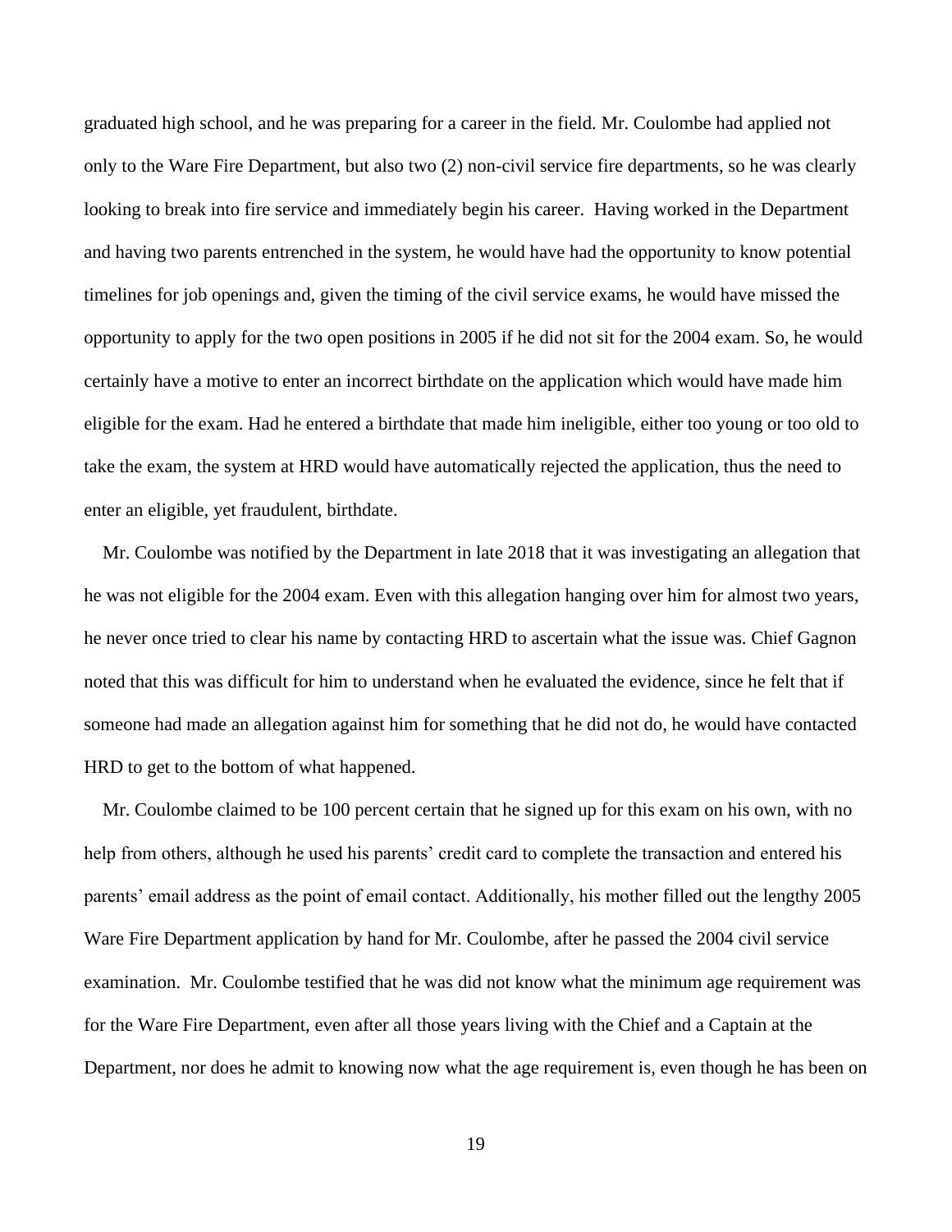graduated high school, and he was preparing for a career in the field. Mr. Coulombe had applied not only to the Ware Fire Department, but also two (2) non-civil service fire departments, so he was clearly looking to break into fire service and immediately begin his career. Having worked in the Department and having two parents entrenched in the system, he would have had the opportunity to know potential timelines for job openings and, given the timing of the civil service exams, he would have missed the opportunity to apply for the two open positions in 2005 if he did not sit for the 2004 exam. So, he would certainly have a motive to enter an incorrect birthdate on the application which would have made him eligible for the exam. Had he entered a birthdate that made him ineligible, either too young or too old to take the exam, the system at HRD would have automatically rejected the application, thus the need to enter an eligible, yet fraudulent, birthdate.

Mr. Coulombe was notified by the Department in late 2018 that it was investigating an allegation that he was not eligible for the 2004 exam. Even with this allegation hanging over him for almost two years, he never once tried to clear his name by contacting HRD to ascertain what the issue was. Chief Gagnon noted that this was difficult for him to understand when he evaluated the evidence, since he felt that if someone had made an allegation against him for something that he did not do, he would have contacted HRD to get to the bottom of what happened.

Mr. Coulombe claimed to be 100 percent certain that he signed up for this exam on his own, with no help from others, although he used his parents' credit card to complete the transaction and entered his parents' email address as the point of email contact. Additionally, his mother filled out the lengthy 2005 Ware Fire Department application by hand for Mr. Coulombe, after he passed the 2004 civil service examination. Mr. Coulombe testified that he was did not know what the minimum age requirement was for the Ware Fire Department, even after all those years living with the Chief and a Captain at the Department, nor does he admit to knowing now what the age requirement is, even though he has been on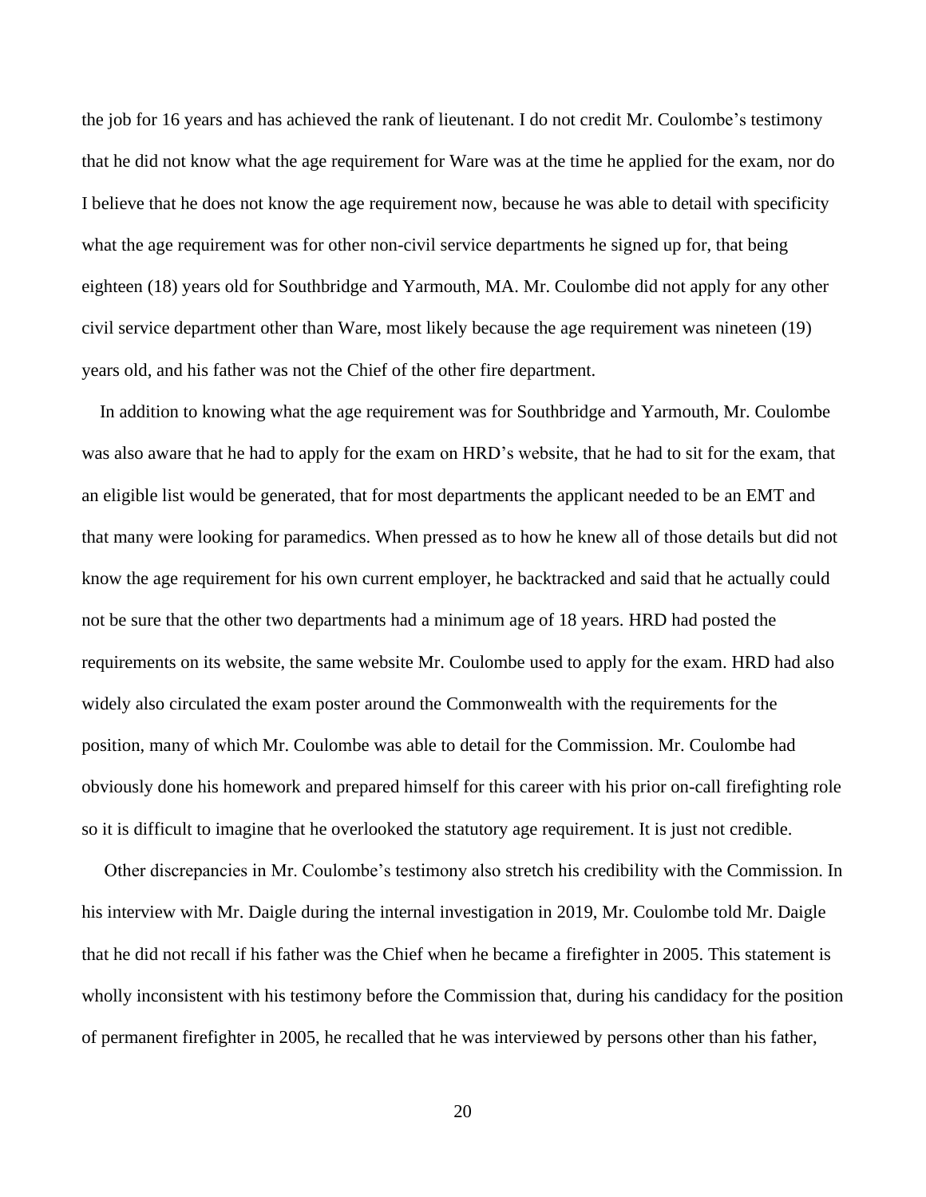the job for 16 years and has achieved the rank of lieutenant. I do not credit Mr. Coulombe's testimony that he did not know what the age requirement for Ware was at the time he applied for the exam, nor do I believe that he does not know the age requirement now, because he was able to detail with specificity what the age requirement was for other non-civil service departments he signed up for, that being eighteen (18) years old for Southbridge and Yarmouth, MA. Mr. Coulombe did not apply for any other civil service department other than Ware, most likely because the age requirement was nineteen (19) years old, and his father was not the Chief of the other fire department.

In addition to knowing what the age requirement was for Southbridge and Yarmouth, Mr. Coulombe was also aware that he had to apply for the exam on HRD's website, that he had to sit for the exam, that an eligible list would be generated, that for most departments the applicant needed to be an EMT and that many were looking for paramedics. When pressed as to how he knew all of those details but did not know the age requirement for his own current employer, he backtracked and said that he actually could not be sure that the other two departments had a minimum age of 18 years. HRD had posted the requirements on its website, the same website Mr. Coulombe used to apply for the exam. HRD had also widely also circulated the exam poster around the Commonwealth with the requirements for the position, many of which Mr. Coulombe was able to detail for the Commission. Mr. Coulombe had obviously done his homework and prepared himself for this career with his prior on-call firefighting role so it is difficult to imagine that he overlooked the statutory age requirement. It is just not credible.

Other discrepancies in Mr. Coulombe's testimony also stretch his credibility with the Commission. In his interview with Mr. Daigle during the internal investigation in 2019, Mr. Coulombe told Mr. Daigle that he did not recall if his father was the Chief when he became a firefighter in 2005. This statement is wholly inconsistent with his testimony before the Commission that, during his candidacy for the position of permanent firefighter in 2005, he recalled that he was interviewed by persons other than his father,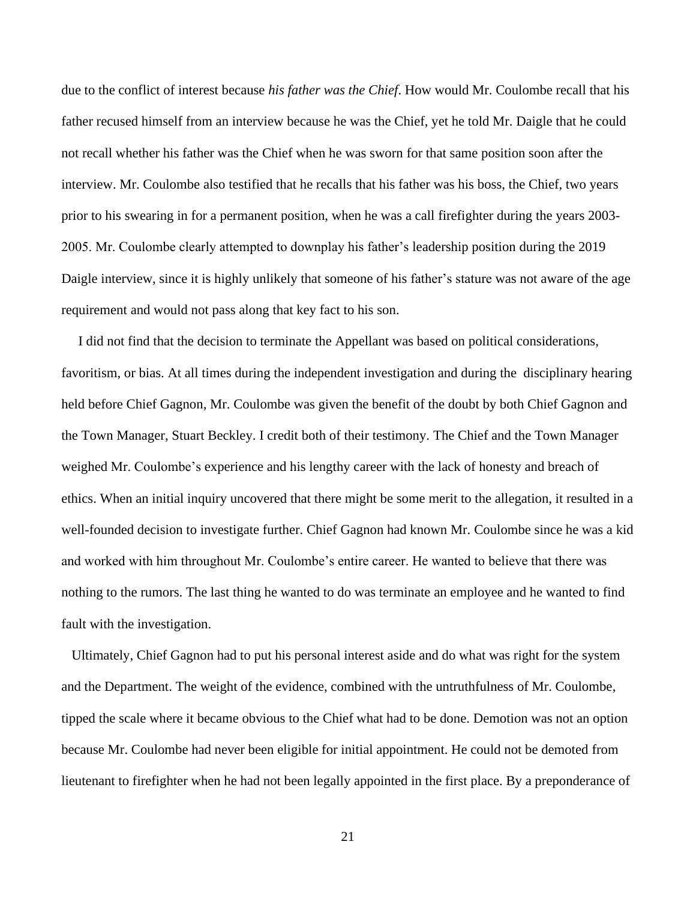due to the conflict of interest because *his father was the Chief*. How would Mr. Coulombe recall that his father recused himself from an interview because he was the Chief, yet he told Mr. Daigle that he could not recall whether his father was the Chief when he was sworn for that same position soon after the interview. Mr. Coulombe also testified that he recalls that his father was his boss, the Chief, two years prior to his swearing in for a permanent position, when he was a call firefighter during the years 2003-2005. Mr. Coulombe clearly attempted to downplay his father's leadership position during the 2019 Daigle interview, since it is highly unlikely that someone of his father's stature was not aware of the age requirement and would not pass along that key fact to his son.

I did not find that the decision to terminate the Appellant was based on political considerations, favoritism, or bias. At all times during the independent investigation and during the disciplinary hearing held before Chief Gagnon, Mr. Coulombe was given the benefit of the doubt by both Chief Gagnon and the Town Manager, Stuart Beckley. I credit both of their testimony. The Chief and the Town Manager weighed Mr. Coulombe's experience and his lengthy career with the lack of honesty and breach of ethics. When an initial inquiry uncovered that there might be some merit to the allegation, it resulted in a well-founded decision to investigate further. Chief Gagnon had known Mr. Coulombe since he was a kid and worked with him throughout Mr. Coulombe's entire career. He wanted to believe that there was nothing to the rumors. The last thing he wanted to do was terminate an employee and he wanted to find fault with the investigation.

Ultimately, Chief Gagnon had to put his personal interest aside and do what was right for the system and the Department. The weight of the evidence, combined with the untruthfulness of Mr. Coulombe, tipped the scale where it became obvious to the Chief what had to be done. Demotion was not an option because Mr. Coulombe had never been eligible for initial appointment. He could not be demoted from lieutenant to firefighter when he had not been legally appointed in the first place. By a preponderance of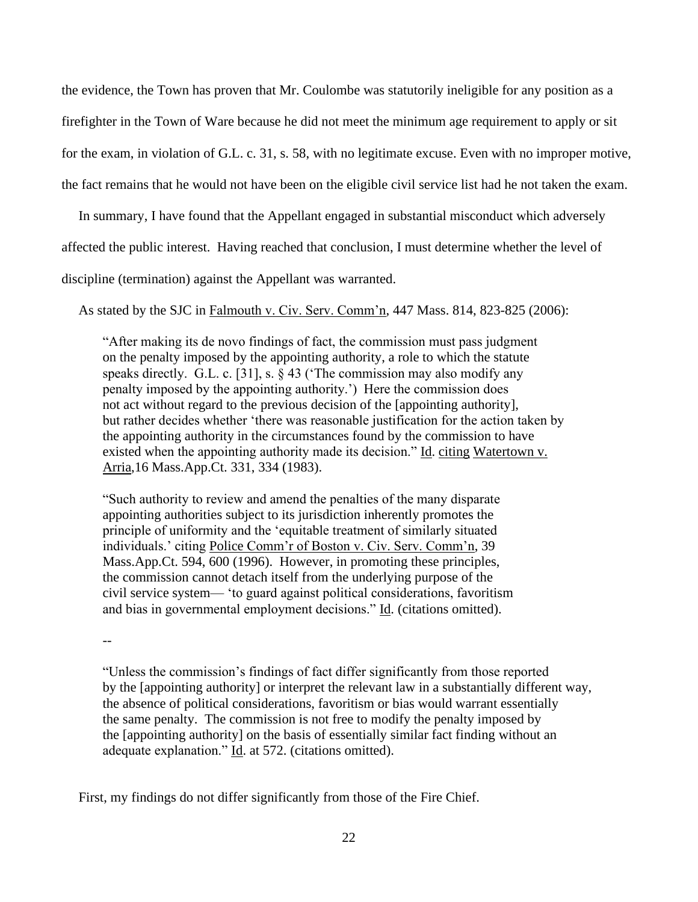the evidence, the Town has proven that Mr. Coulombe was statutorily ineligible for any position as a firefighter in the Town of Ware because he did not meet the minimum age requirement to apply or sit for the exam, in violation of G.L. c. 31, s. 58, with no legitimate excuse. Even with no improper motive, the fact remains that he would not have been on the eligible civil service list had he not taken the exam.

In summary, I have found that the Appellant engaged in substantial misconduct which adversely affected the public interest. Having reached that conclusion, I must determine whether the level of discipline (termination) against the Appellant was warranted.

As stated by the SJC in Falmouth v. Civ. Serv. Comm'n, 447 Mass. 814, 823-825 (2006):

> "After making its de novo findings of fact, the commission must pass judgment on the penalty imposed by the appointing authority, a role to which the statute speaks directly. G.L. c. [31], s. § 43 ('The commission may also modify any penalty imposed by the appointing authority.') Here the commission does not act without regard to the previous decision of the [appointing authority], but rather decides whether 'there was reasonable justification for the action taken by the appointing authority in the circumstances found by the commission to have existed when the appointing authority made its decision." Id. citing Watertown v. Arria,16 Mass.App.Ct. 331, 334 (1983).
>
> "Such authority to review and amend the penalties of the many disparate appointing authorities subject to its jurisdiction inherently promotes the principle of uniformity and the 'equitable treatment of similarly situated individuals.' citing Police Comm'r of Boston v. Civ. Serv. Comm'n, 39 Mass.App.Ct. 594, 600 (1996). However, in promoting these principles, the commission cannot detach itself from the underlying purpose of the civil service system— 'to guard against political considerations, favoritism and bias in governmental employment decisions." Id. (citations omitted).
>
> --
>
> "Unless the commission's findings of fact differ significantly from those reported by the [appointing authority] or interpret the relevant law in a substantially different way, the absence of political considerations, favoritism or bias would warrant essentially the same penalty. The commission is not free to modify the penalty imposed by the [appointing authority] on the basis of essentially similar fact finding without an adequate explanation." Id. at 572. (citations omitted).

First, my findings do not differ significantly from those of the Fire Chief.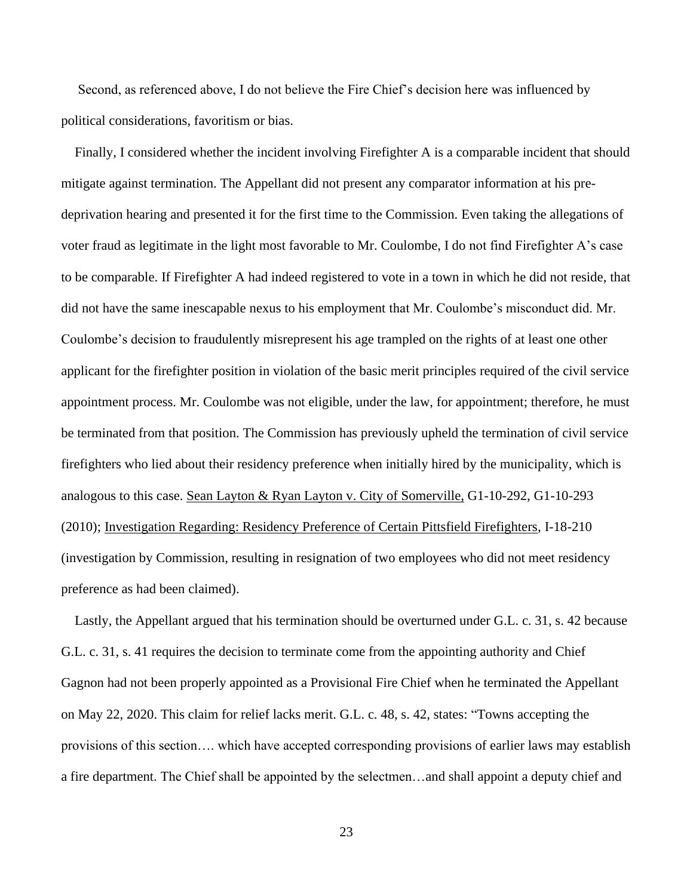Second, as referenced above, I do not believe the Fire Chief's decision here was influenced by political considerations, favoritism or bias.

Finally, I considered whether the incident involving Firefighter A is a comparable incident that should mitigate against termination. The Appellant did not present any comparator information at his pre-deprivation hearing and presented it for the first time to the Commission. Even taking the allegations of voter fraud as legitimate in the light most favorable to Mr. Coulombe, I do not find Firefighter A's case to be comparable. If Firefighter A had indeed registered to vote in a town in which he did not reside, that did not have the same inescapable nexus to his employment that Mr. Coulombe's misconduct did. Mr. Coulombe's decision to fraudulently misrepresent his age trampled on the rights of at least one other applicant for the firefighter position in violation of the basic merit principles required of the civil service appointment process. Mr. Coulombe was not eligible, under the law, for appointment; therefore, he must be terminated from that position. The Commission has previously upheld the termination of civil service firefighters who lied about their residency preference when initially hired by the municipality, which is analogous to this case. Sean Layton & Ryan Layton v. City of Somerville, G1-10-292, G1-10-293 (2010); Investigation Regarding: Residency Preference of Certain Pittsfield Firefighters, I-18-210 (investigation by Commission, resulting in resignation of two employees who did not meet residency preference as had been claimed).

Lastly, the Appellant argued that his termination should be overturned under G.L. c. 31, s. 42 because G.L. c. 31, s. 41 requires the decision to terminate come from the appointing authority and Chief Gagnon had not been properly appointed as a Provisional Fire Chief when he terminated the Appellant on May 22, 2020. This claim for relief lacks merit. G.L. c. 48, s. 42, states: "Towns accepting the provisions of this section…. which have accepted corresponding provisions of earlier laws may establish a fire department. The Chief shall be appointed by the selectmen…and shall appoint a deputy chief and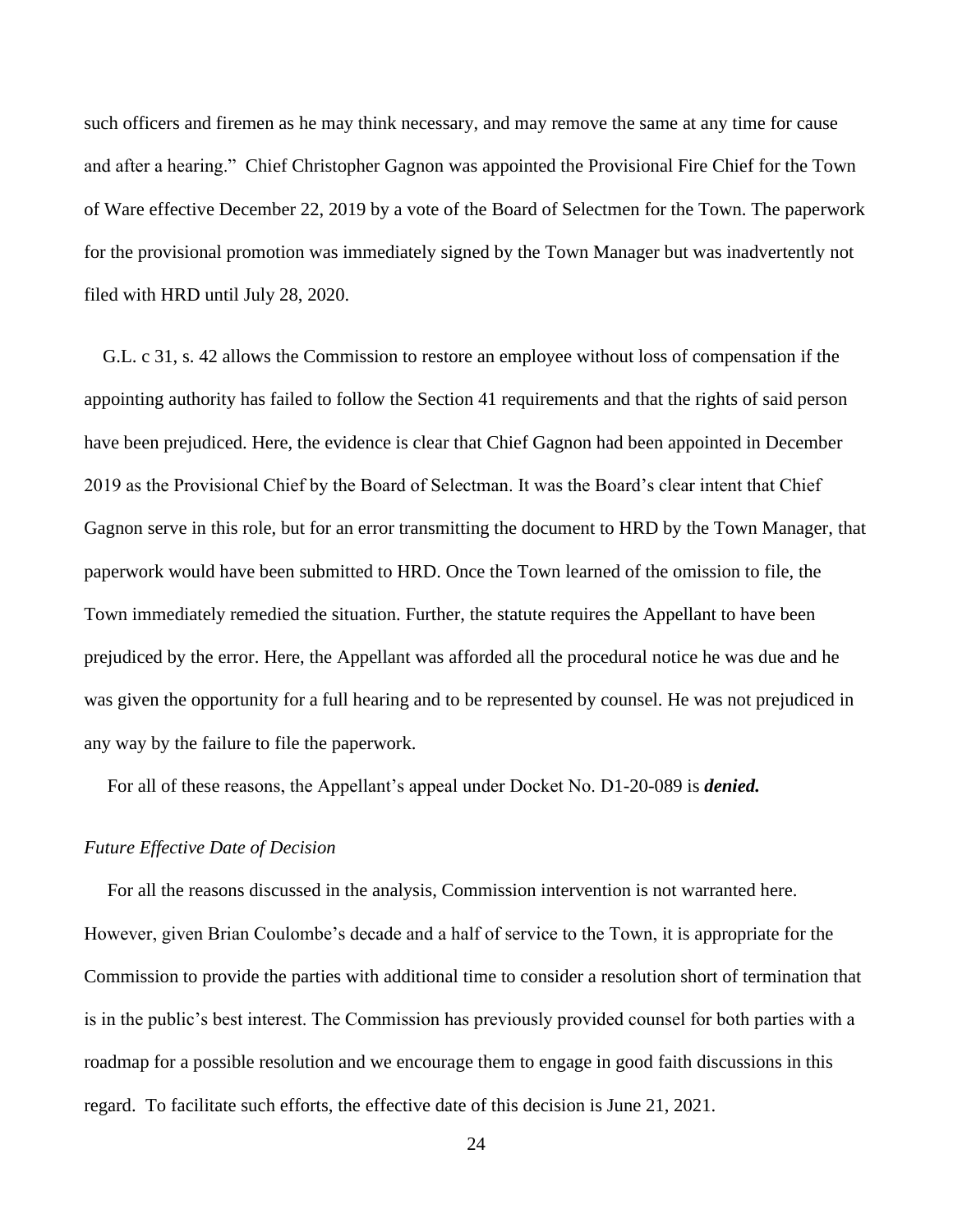such officers and firemen as he may think necessary, and may remove the same at any time for cause and after a hearing." Chief Christopher Gagnon was appointed the Provisional Fire Chief for the Town of Ware effective December 22, 2019 by a vote of the Board of Selectmen for the Town. The paperwork for the provisional promotion was immediately signed by the Town Manager but was inadvertently not filed with HRD until July 28, 2020.

G.L. c 31, s. 42 allows the Commission to restore an employee without loss of compensation if the appointing authority has failed to follow the Section 41 requirements and that the rights of said person have been prejudiced. Here, the evidence is clear that Chief Gagnon had been appointed in December 2019 as the Provisional Chief by the Board of Selectman. It was the Board's clear intent that Chief Gagnon serve in this role, but for an error transmitting the document to HRD by the Town Manager, that paperwork would have been submitted to HRD. Once the Town learned of the omission to file, the Town immediately remedied the situation. Further, the statute requires the Appellant to have been prejudiced by the error. Here, the Appellant was afforded all the procedural notice he was due and he was given the opportunity for a full hearing and to be represented by counsel. He was not prejudiced in any way by the failure to file the paperwork.

For all of these reasons, the Appellant's appeal under Docket No. D1-20-089 is ***denied.***

*Future Effective Date of Decision*

For all the reasons discussed in the analysis, Commission intervention is not warranted here. However, given Brian Coulombe's decade and a half of service to the Town, it is appropriate for the Commission to provide the parties with additional time to consider a resolution short of termination that is in the public's best interest. The Commission has previously provided counsel for both parties with a roadmap for a possible resolution and we encourage them to engage in good faith discussions in this regard. To facilitate such efforts, the effective date of this decision is June 21, 2021.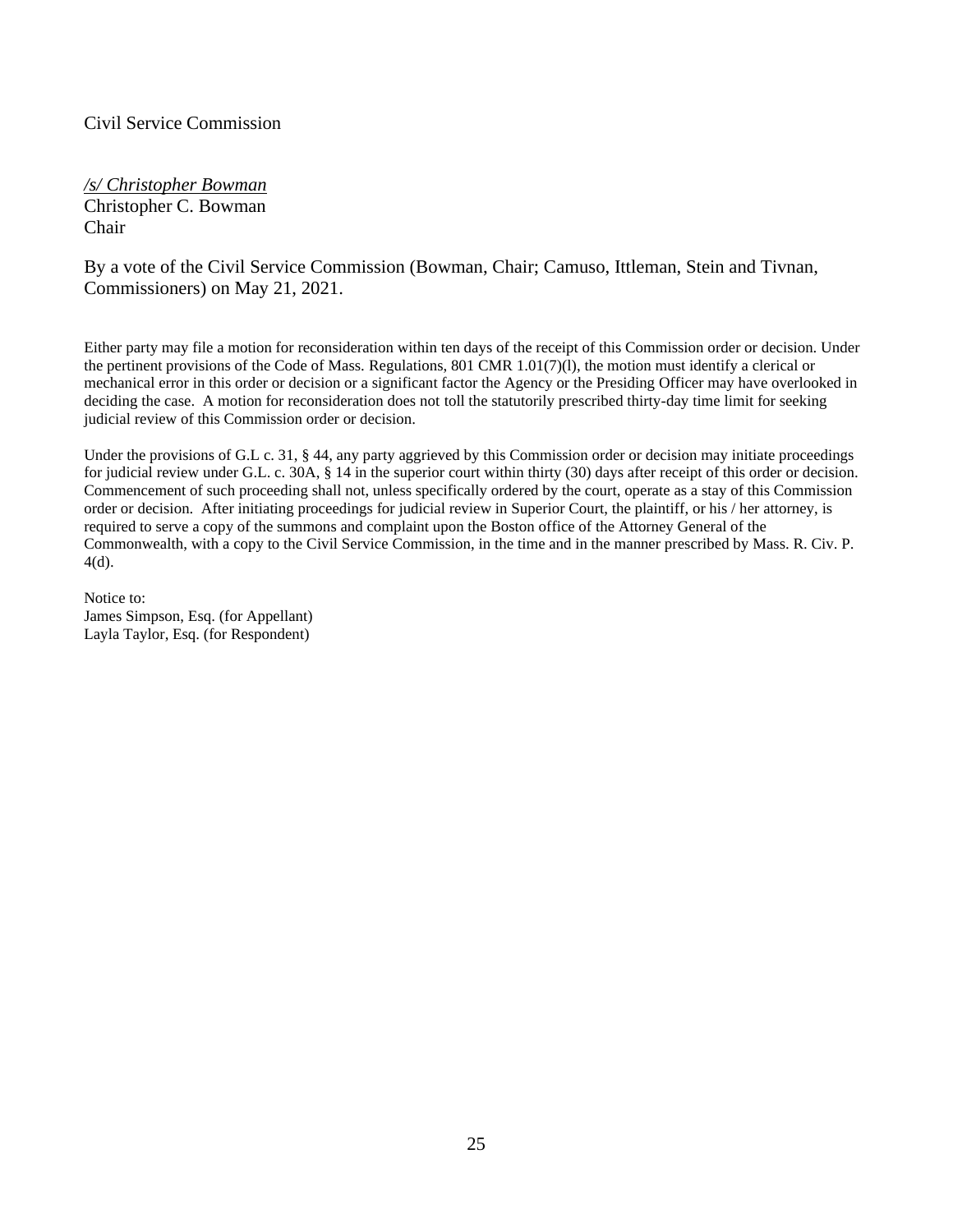Civil Service Commission

*/s/ Christopher Bowman*
Christopher C. Bowman
Chair

By a vote of the Civil Service Commission (Bowman, Chair; Camuso, Ittleman, Stein and Tivnan, Commissioners) on May 21, 2021.

Either party may file a motion for reconsideration within ten days of the receipt of this Commission order or decision. Under the pertinent provisions of the Code of Mass. Regulations, 801 CMR 1.01(7)(l), the motion must identify a clerical or mechanical error in this order or decision or a significant factor the Agency or the Presiding Officer may have overlooked in deciding the case. A motion for reconsideration does not toll the statutorily prescribed thirty-day time limit for seeking judicial review of this Commission order or decision.

Under the provisions of G.L c. 31, § 44, any party aggrieved by this Commission order or decision may initiate proceedings for judicial review under G.L. c. 30A, § 14 in the superior court within thirty (30) days after receipt of this order or decision. Commencement of such proceeding shall not, unless specifically ordered by the court, operate as a stay of this Commission order or decision. After initiating proceedings for judicial review in Superior Court, the plaintiff, or his / her attorney, is required to serve a copy of the summons and complaint upon the Boston office of the Attorney General of the Commonwealth, with a copy to the Civil Service Commission, in the time and in the manner prescribed by Mass. R. Civ. P. 4(d).

Notice to:
James Simpson, Esq. (for Appellant)
Layla Taylor, Esq. (for Respondent)